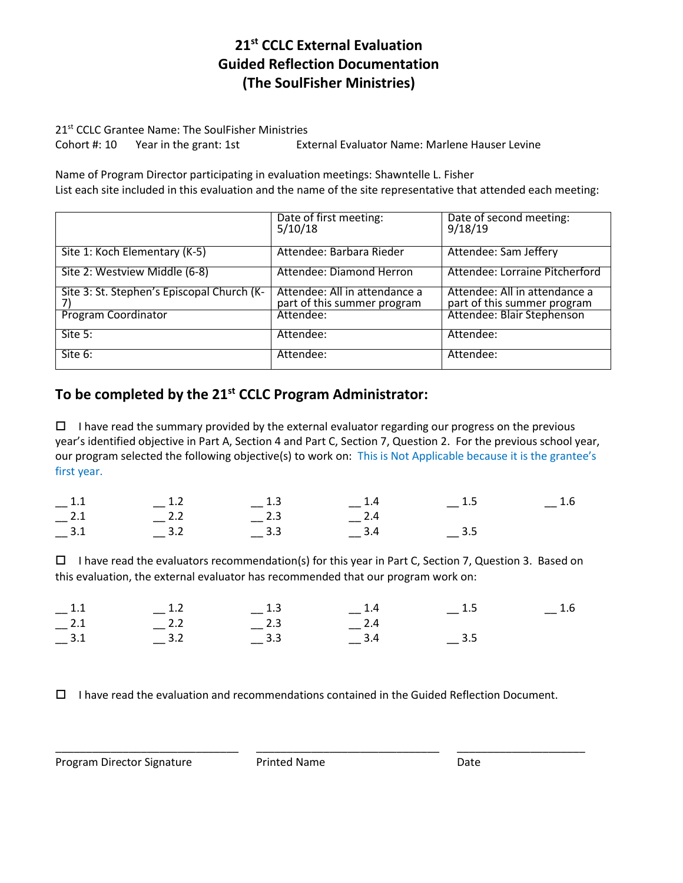# 21[st] CCLC External Evaluation
# Guided Reflection Documentation
# (The SoulFisher Ministries)

21[st] CCLC Grantee Name: The SoulFisher Ministries
Cohort #: 10 Year in the grant: 1st External Evaluator Name: Marlene Hauser Levine

Name of Program Director participating in evaluation meetings: Shawntelle L. Fisher
List each site included in this evaluation and the name of the site representative that attended each meeting:

| | Date of first meeting: 5/10/18 | Date of second meeting: 9/18/19 |
|---|---|---|
| Site 1: Koch Elementary (K-5) | Attendee: Barbara Rieder | Attendee: Sam Jeffery |
| Site 2: Westview Middle (6-8) | Attendee: Diamond Herron | Attendee: Lorraine Pitcherford |
| Site 3: St. Stephen's Episcopal Church (K-7) | Attendee: All in attendance a part of this summer program | Attendee: All in attendance a part of this summer program |
| Program Coordinator | Attendee: | Attendee: Blair Stephenson |
| Site 5: | Attendee: | Attendee: |
| Site 6: | Attendee: | Attendee: |

## To be completed by the 21[st] CCLC Program Administrator:

☐ I have read the summary provided by the external evaluator regarding our progress on the previous year's identified objective in Part A, Section 4 and Part C, Section 7, Question 2. For the previous school year, our program selected the following objective(s) to work on: This is Not Applicable because it is the grantee's first year.

| | | | | | |
|---|---|---|---|---|---|
| __ 1.1 | __ 1.2 | __ 1.3 | __ 1.4 | __ 1.5 | __ 1.6 |
| __ 2.1 | __ 2.2 | __ 2.3 | __ 2.4 | | |
| __ 3.1 | __ 3.2 | __ 3.3 | __ 3.4 | __ 3.5 | |

☐ I have read the evaluators recommendation(s) for this year in Part C, Section 7, Question 3. Based on this evaluation, the external evaluator has recommended that our program work on:

| | | | | | |
|---|---|---|---|---|---|
| __ 1.1 | __ 1.2 | __ 1.3 | __ 1.4 | __ 1.5 | __ 1.6 |
| __ 2.1 | __ 2.2 | __ 2.3 | __ 2.4 | | |
| __ 3.1 | __ 3.2 | __ 3.3 | __ 3.4 | __ 3.5 | |

☐ I have read the evaluation and recommendations contained in the Guided Reflection Document.

_______________________________ _______________________________ _____________________

Program Director Signature Printed Name Date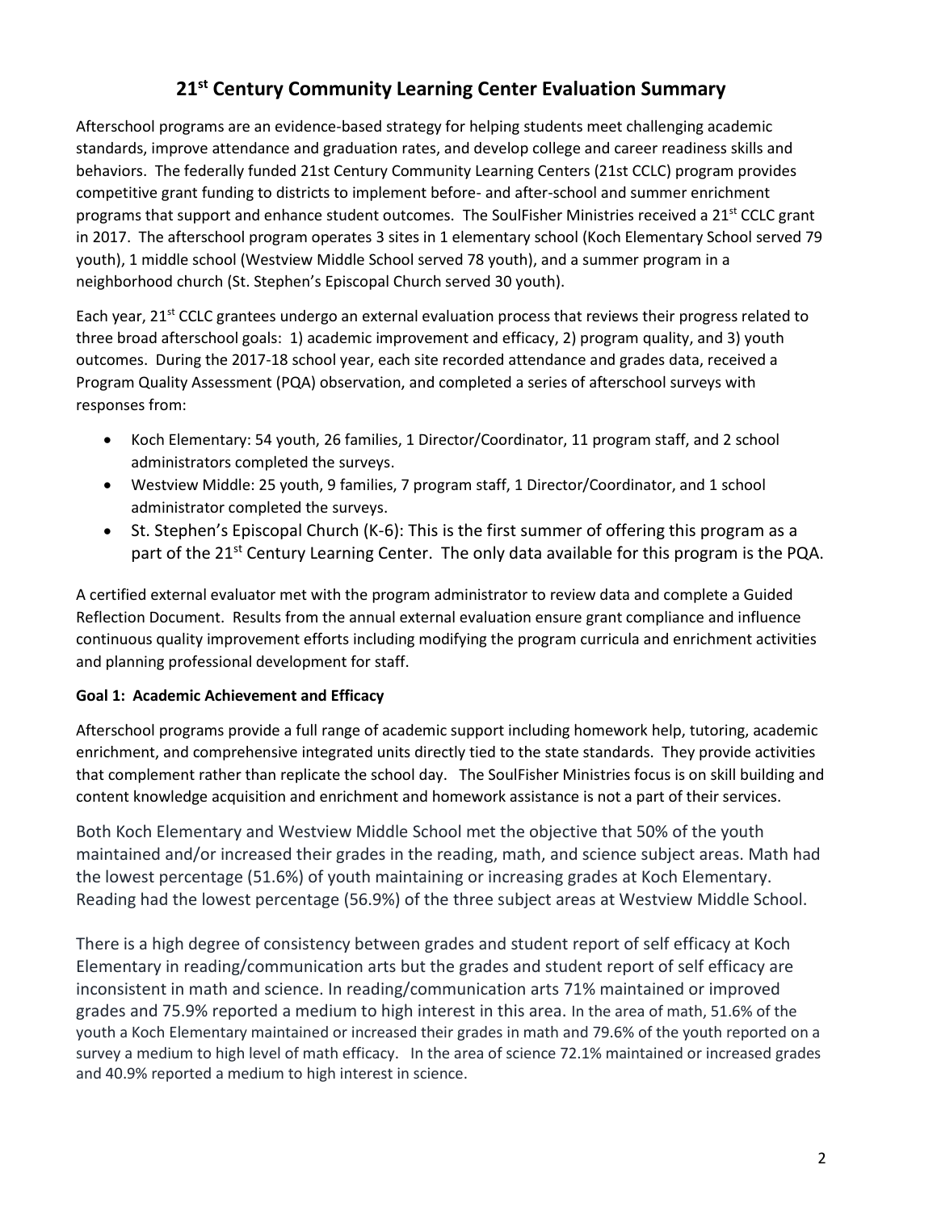# 21st Century Community Learning Center Evaluation Summary

Afterschool programs are an evidence-based strategy for helping students meet challenging academic standards, improve attendance and graduation rates, and develop college and career readiness skills and behaviors. The federally funded 21st Century Community Learning Centers (21st CCLC) program provides competitive grant funding to districts to implement before- and after-school and summer enrichment programs that support and enhance student outcomes. The SoulFisher Ministries received a 21st CCLC grant in 2017. The afterschool program operates 3 sites in 1 elementary school (Koch Elementary School served 79 youth), 1 middle school (Westview Middle School served 78 youth), and a summer program in a neighborhood church (St. Stephen's Episcopal Church served 30 youth).

Each year, 21st CCLC grantees undergo an external evaluation process that reviews their progress related to three broad afterschool goals: 1) academic improvement and efficacy, 2) program quality, and 3) youth outcomes. During the 2017-18 school year, each site recorded attendance and grades data, received a Program Quality Assessment (PQA) observation, and completed a series of afterschool surveys with responses from:

- Koch Elementary: 54 youth, 26 families, 1 Director/Coordinator, 11 program staff, and 2 school administrators completed the surveys.
- Westview Middle: 25 youth, 9 families, 7 program staff, 1 Director/Coordinator, and 1 school administrator completed the surveys.
- St. Stephen's Episcopal Church (K-6): This is the first summer of offering this program as a part of the 21st Century Learning Center. The only data available for this program is the PQA.

A certified external evaluator met with the program administrator to review data and complete a Guided Reflection Document. Results from the annual external evaluation ensure grant compliance and influence continuous quality improvement efforts including modifying the program curricula and enrichment activities and planning professional development for staff.

**Goal 1: Academic Achievement and Efficacy**

Afterschool programs provide a full range of academic support including homework help, tutoring, academic enrichment, and comprehensive integrated units directly tied to the state standards. They provide activities that complement rather than replicate the school day. The SoulFisher Ministries focus is on skill building and content knowledge acquisition and enrichment and homework assistance is not a part of their services.

Both Koch Elementary and Westview Middle School met the objective that 50% of the youth maintained and/or increased their grades in the reading, math, and science subject areas. Math had the lowest percentage (51.6%) of youth maintaining or increasing grades at Koch Elementary. Reading had the lowest percentage (56.9%) of the three subject areas at Westview Middle School.

There is a high degree of consistency between grades and student report of self efficacy at Koch Elementary in reading/communication arts but the grades and student report of self efficacy are inconsistent in math and science. In reading/communication arts 71% maintained or improved grades and 75.9% reported a medium to high interest in this area. In the area of math, 51.6% of the youth a Koch Elementary maintained or increased their grades in math and 79.6% of the youth reported on a survey a medium to high level of math efficacy. In the area of science 72.1% maintained or increased grades and 40.9% reported a medium to high interest in science.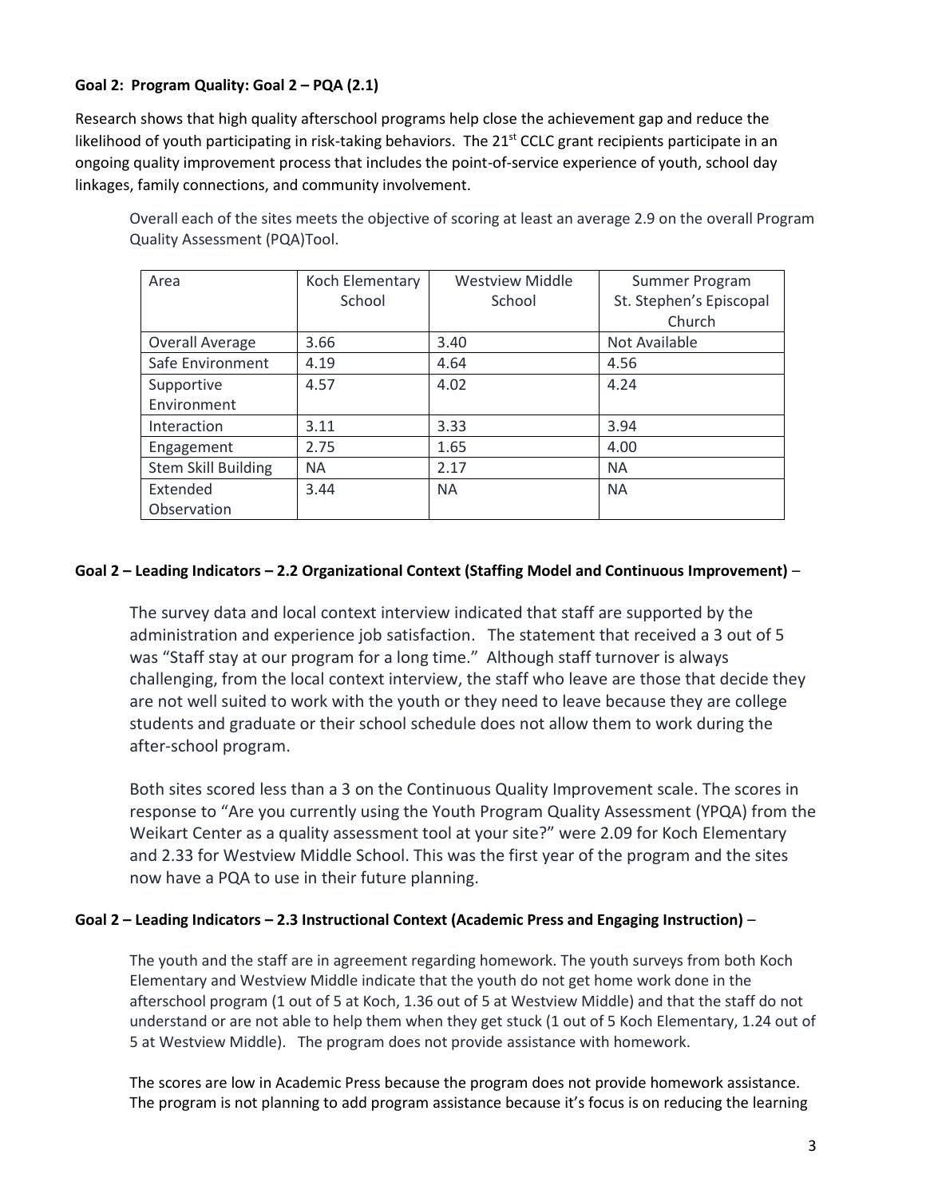**Goal 2: Program Quality: Goal 2 – PQA (2.1)**

Research shows that high quality afterschool programs help close the achievement gap and reduce the likelihood of youth participating in risk-taking behaviors. The 21st CCLC grant recipients participate in an ongoing quality improvement process that includes the point-of-service experience of youth, school day linkages, family connections, and community involvement.

Overall each of the sites meets the objective of scoring at least an average 2.9 on the overall Program Quality Assessment (PQA)Tool.

| Area | Koch Elementary School | Westview Middle School | Summer Program St. Stephen's Episcopal Church |
|---|---|---|---|
| Overall Average | 3.66 | 3.40 | Not Available |
| Safe Environment | 4.19 | 4.64 | 4.56 |
| Supportive Environment | 4.57 | 4.02 | 4.24 |
| Interaction | 3.11 | 3.33 | 3.94 |
| Engagement | 2.75 | 1.65 | 4.00 |
| Stem Skill Building | NA | 2.17 | NA |
| Extended Observation | 3.44 | NA | NA |

**Goal 2 – Leading Indicators – 2.2 Organizational Context (Staffing Model and Continuous Improvement)** –

The survey data and local context interview indicated that staff are supported by the administration and experience job satisfaction. The statement that received a 3 out of 5 was "Staff stay at our program for a long time." Although staff turnover is always challenging, from the local context interview, the staff who leave are those that decide they are not well suited to work with the youth or they need to leave because they are college students and graduate or their school schedule does not allow them to work during the after-school program.

Both sites scored less than a 3 on the Continuous Quality Improvement scale. The scores in response to "Are you currently using the Youth Program Quality Assessment (YPQA) from the Weikart Center as a quality assessment tool at your site?" were 2.09 for Koch Elementary and 2.33 for Westview Middle School. This was the first year of the program and the sites now have a PQA to use in their future planning.

**Goal 2 – Leading Indicators – 2.3 Instructional Context (Academic Press and Engaging Instruction)** –

The youth and the staff are in agreement regarding homework. The youth surveys from both Koch Elementary and Westview Middle indicate that the youth do not get home work done in the afterschool program (1 out of 5 at Koch, 1.36 out of 5 at Westview Middle) and that the staff do not understand or are not able to help them when they get stuck (1 out of 5 Koch Elementary, 1.24 out of 5 at Westview Middle). The program does not provide assistance with homework.

The scores are low in Academic Press because the program does not provide homework assistance. The program is not planning to add program assistance because it's focus is on reducing the learning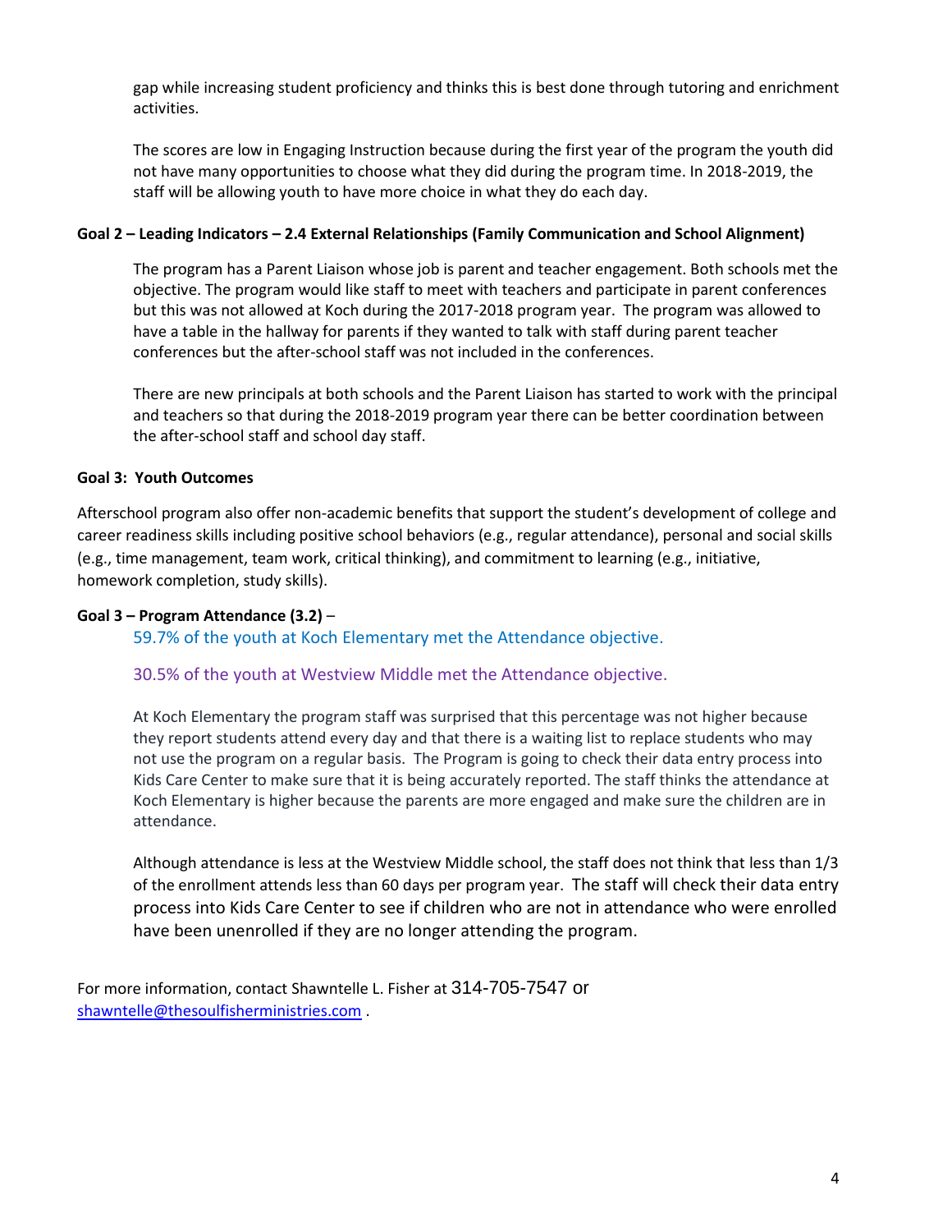gap while increasing student proficiency and thinks this is best done through tutoring and enrichment activities.

The scores are low in Engaging Instruction because during the first year of the program the youth did not have many opportunities to choose what they did during the program time. In 2018-2019, the staff will be allowing youth to have more choice in what they do each day.

**Goal 2 – Leading Indicators – 2.4 External Relationships (Family Communication and School Alignment)**

The program has a Parent Liaison whose job is parent and teacher engagement. Both schools met the objective. The program would like staff to meet with teachers and participate in parent conferences but this was not allowed at Koch during the 2017-2018 program year. The program was allowed to have a table in the hallway for parents if they wanted to talk with staff during parent teacher conferences but the after-school staff was not included in the conferences.

There are new principals at both schools and the Parent Liaison has started to work with the principal and teachers so that during the 2018-2019 program year there can be better coordination between the after-school staff and school day staff.

**Goal 3: Youth Outcomes**

Afterschool program also offer non-academic benefits that support the student's development of college and career readiness skills including positive school behaviors (e.g., regular attendance), personal and social skills (e.g., time management, team work, critical thinking), and commitment to learning (e.g., initiative, homework completion, study skills).

**Goal 3 – Program Attendance (3.2)** –

59.7% of the youth at Koch Elementary met the Attendance objective.

30.5% of the youth at Westview Middle met the Attendance objective.

At Koch Elementary the program staff was surprised that this percentage was not higher because they report students attend every day and that there is a waiting list to replace students who may not use the program on a regular basis. The Program is going to check their data entry process into Kids Care Center to make sure that it is being accurately reported. The staff thinks the attendance at Koch Elementary is higher because the parents are more engaged and make sure the children are in attendance.

Although attendance is less at the Westview Middle school, the staff does not think that less than 1/3 of the enrollment attends less than 60 days per program year. The staff will check their data entry process into Kids Care Center to see if children who are not in attendance who were enrolled have been unenrolled if they are no longer attending the program.

For more information, contact Shawntelle L. Fisher at 314-705-7547 or shawntelle@thesoulfisherministries.com .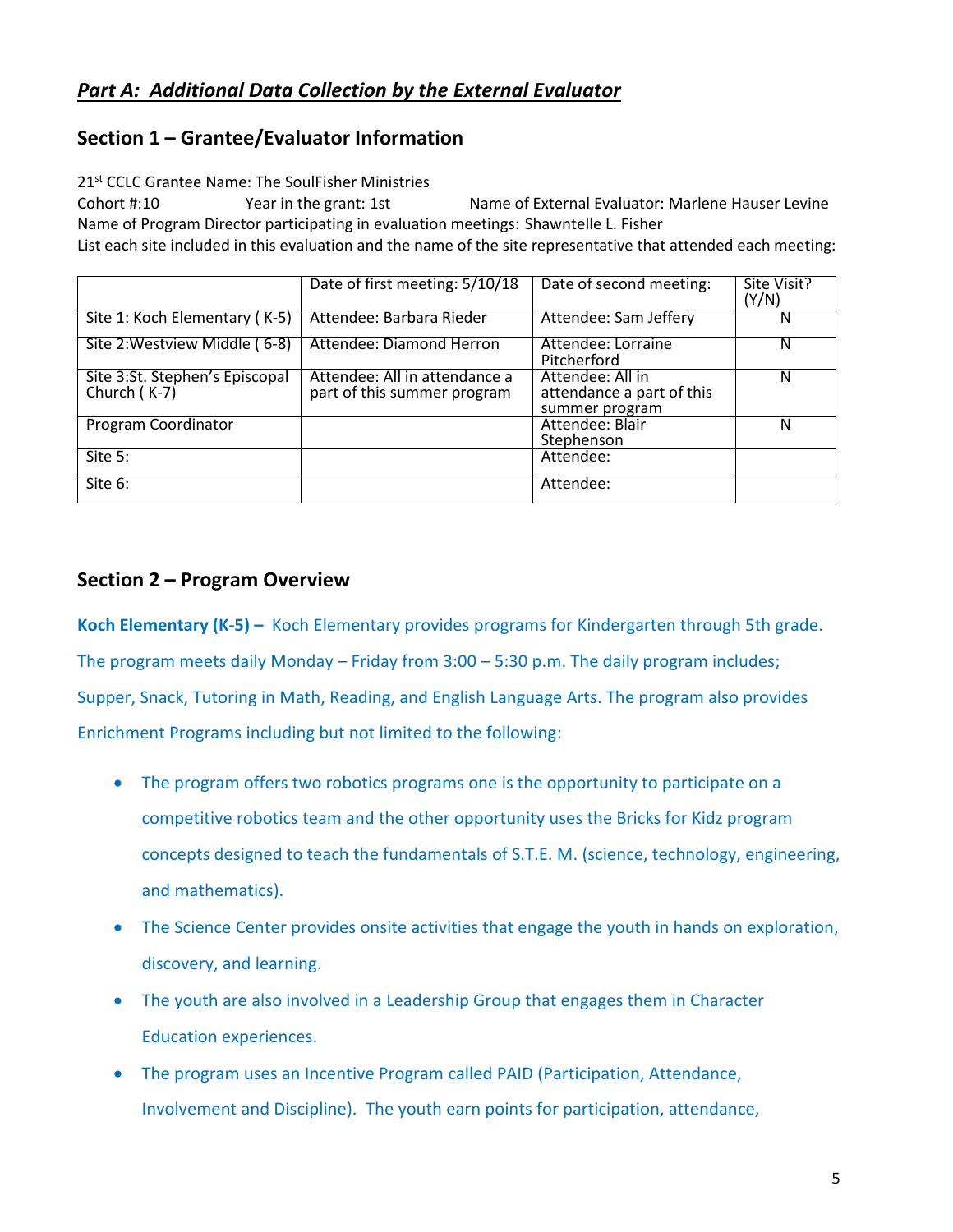## ***Part A: Additional Data Collection by the External Evaluator***

## Section 1 – Grantee/Evaluator Information

21st CCLC Grantee Name: The SoulFisher Ministries
Cohort #:10 Year in the grant: 1st Name of External Evaluator: Marlene Hauser Levine
Name of Program Director participating in evaluation meetings: Shawntelle L. Fisher
List each site included in this evaluation and the name of the site representative that attended each meeting:

| | Date of first meeting: 5/10/18 | Date of second meeting: | Site Visit? (Y/N) |
|---|---|---|---|
| Site 1: Koch Elementary ( K-5) | Attendee: Barbara Rieder | Attendee: Sam Jeffery | N |
| Site 2:Westview Middle ( 6-8) | Attendee: Diamond Herron | Attendee: Lorraine Pitcherford | N |
| Site 3:St. Stephen's Episcopal Church ( K-7) | Attendee: All in attendance a part of this summer program | Attendee: All in attendance a part of this summer program | N |
| Program Coordinator | | Attendee: Blair Stephenson | N |
| Site 5: | | Attendee: | |
| Site 6: | | Attendee: | |

## Section 2 – Program Overview

**Koch Elementary (K-5) –** Koch Elementary provides programs for Kindergarten through 5th grade. The program meets daily Monday – Friday from 3:00 – 5:30 p.m. The daily program includes; Supper, Snack, Tutoring in Math, Reading, and English Language Arts. The program also provides Enrichment Programs including but not limited to the following:

- The program offers two robotics programs one is the opportunity to participate on a competitive robotics team and the other opportunity uses the Bricks for Kidz program concepts designed to teach the fundamentals of S.T.E. M. (science, technology, engineering, and mathematics).
- The Science Center provides onsite activities that engage the youth in hands on exploration, discovery, and learning.
- The youth are also involved in a Leadership Group that engages them in Character Education experiences.
- The program uses an Incentive Program called PAID (Participation, Attendance, Involvement and Discipline). The youth earn points for participation, attendance,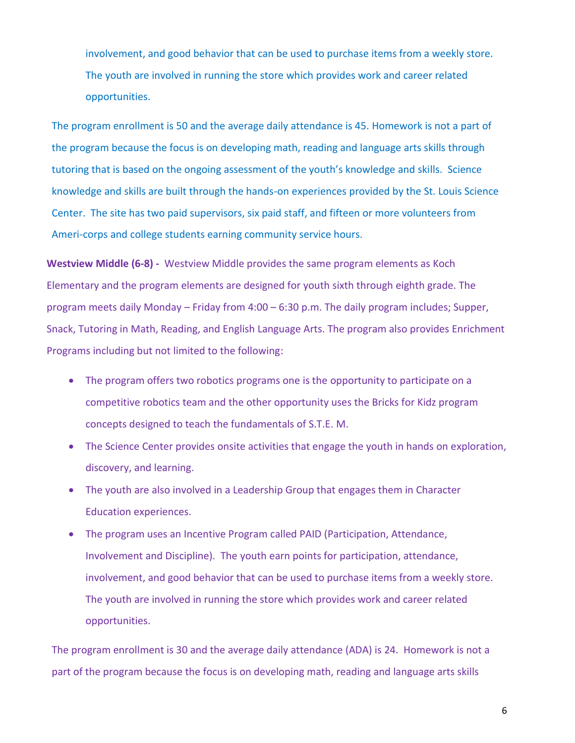involvement, and good behavior that can be used to purchase items from a weekly store. The youth are involved in running the store which provides work and career related opportunities.

The program enrollment is 50 and the average daily attendance is 45. Homework is not a part of the program because the focus is on developing math, reading and language arts skills through tutoring that is based on the ongoing assessment of the youth's knowledge and skills. Science knowledge and skills are built through the hands-on experiences provided by the St. Louis Science Center. The site has two paid supervisors, six paid staff, and fifteen or more volunteers from Ameri-corps and college students earning community service hours.

**Westview Middle (6-8) -** Westview Middle provides the same program elements as Koch Elementary and the program elements are designed for youth sixth through eighth grade. The program meets daily Monday – Friday from 4:00 – 6:30 p.m. The daily program includes; Supper, Snack, Tutoring in Math, Reading, and English Language Arts. The program also provides Enrichment Programs including but not limited to the following:

- The program offers two robotics programs one is the opportunity to participate on a competitive robotics team and the other opportunity uses the Bricks for Kidz program concepts designed to teach the fundamentals of S.T.E. M.
- The Science Center provides onsite activities that engage the youth in hands on exploration, discovery, and learning.
- The youth are also involved in a Leadership Group that engages them in Character Education experiences.
- The program uses an Incentive Program called PAID (Participation, Attendance, Involvement and Discipline). The youth earn points for participation, attendance, involvement, and good behavior that can be used to purchase items from a weekly store. The youth are involved in running the store which provides work and career related opportunities.

The program enrollment is 30 and the average daily attendance (ADA) is 24. Homework is not a part of the program because the focus is on developing math, reading and language arts skills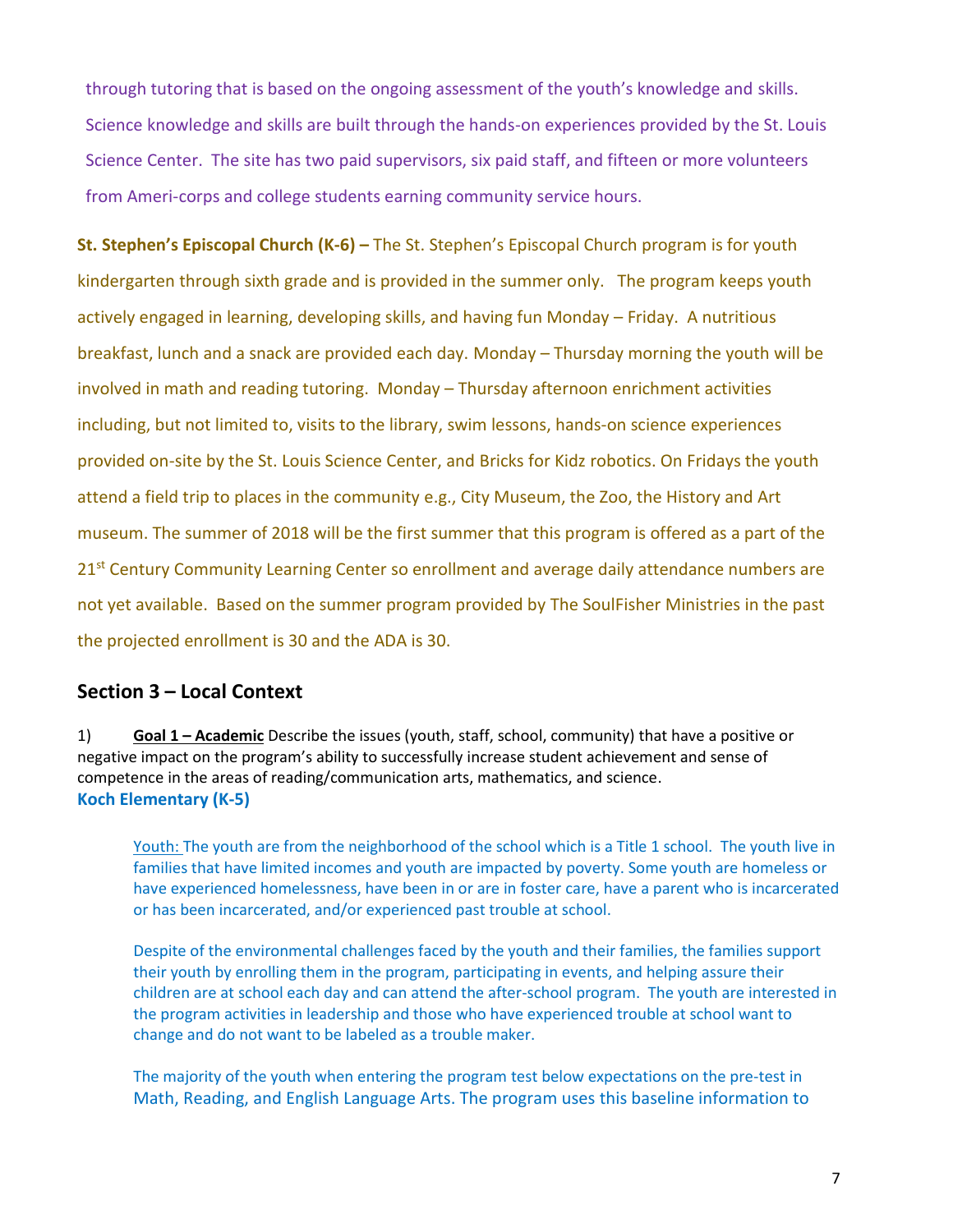through tutoring that is based on the ongoing assessment of the youth's knowledge and skills. Science knowledge and skills are built through the hands-on experiences provided by the St. Louis Science Center. The site has two paid supervisors, six paid staff, and fifteen or more volunteers from Ameri-corps and college students earning community service hours.

**St. Stephen's Episcopal Church (K-6) –** The St. Stephen's Episcopal Church program is for youth kindergarten through sixth grade and is provided in the summer only. The program keeps youth actively engaged in learning, developing skills, and having fun Monday – Friday. A nutritious breakfast, lunch and a snack are provided each day. Monday – Thursday morning the youth will be involved in math and reading tutoring. Monday – Thursday afternoon enrichment activities including, but not limited to, visits to the library, swim lessons, hands-on science experiences provided on-site by the St. Louis Science Center, and Bricks for Kidz robotics. On Fridays the youth attend a field trip to places in the community e.g., City Museum, the Zoo, the History and Art museum. The summer of 2018 will be the first summer that this program is offered as a part of the 21st Century Community Learning Center so enrollment and average daily attendance numbers are not yet available. Based on the summer program provided by The SoulFisher Ministries in the past the projected enrollment is 30 and the ADA is 30.

## Section 3 – Local Context

1) **Goal 1 – Academic** Describe the issues (youth, staff, school, community) that have a positive or negative impact on the program's ability to successfully increase student achievement and sense of competence in the areas of reading/communication arts, mathematics, and science.

**Koch Elementary (K-5)**

Youth: The youth are from the neighborhood of the school which is a Title 1 school. The youth live in families that have limited incomes and youth are impacted by poverty. Some youth are homeless or have experienced homelessness, have been in or are in foster care, have a parent who is incarcerated or has been incarcerated, and/or experienced past trouble at school.

Despite of the environmental challenges faced by the youth and their families, the families support their youth by enrolling them in the program, participating in events, and helping assure their children are at school each day and can attend the after-school program. The youth are interested in the program activities in leadership and those who have experienced trouble at school want to change and do not want to be labeled as a trouble maker.

The majority of the youth when entering the program test below expectations on the pre-test in Math, Reading, and English Language Arts. The program uses this baseline information to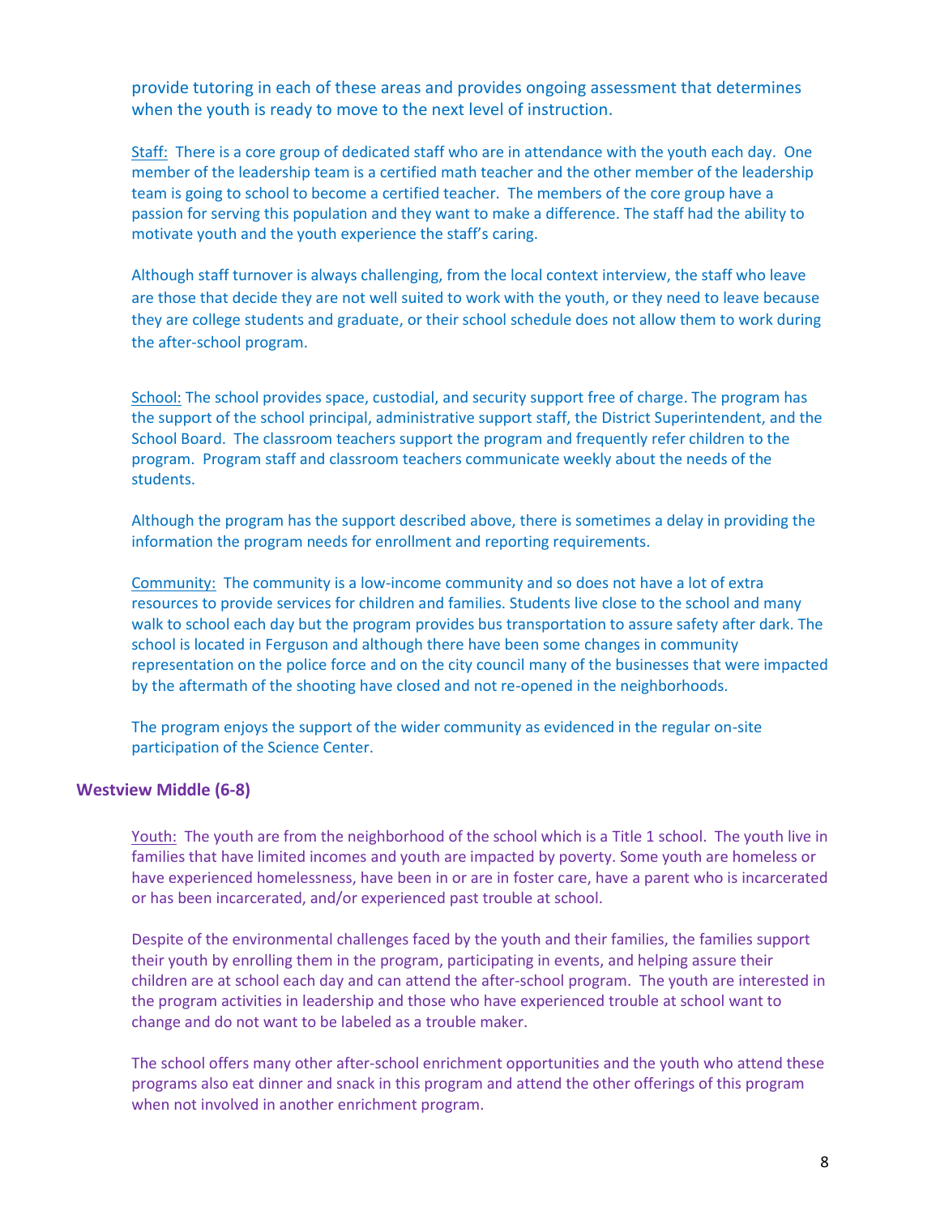provide tutoring in each of these areas and provides ongoing assessment that determines when the youth is ready to move to the next level of instruction.

Staff: There is a core group of dedicated staff who are in attendance with the youth each day. One member of the leadership team is a certified math teacher and the other member of the leadership team is going to school to become a certified teacher. The members of the core group have a passion for serving this population and they want to make a difference. The staff had the ability to motivate youth and the youth experience the staff's caring.

Although staff turnover is always challenging, from the local context interview, the staff who leave are those that decide they are not well suited to work with the youth, or they need to leave because they are college students and graduate, or their school schedule does not allow them to work during the after-school program.

School: The school provides space, custodial, and security support free of charge. The program has the support of the school principal, administrative support staff, the District Superintendent, and the School Board. The classroom teachers support the program and frequently refer children to the program. Program staff and classroom teachers communicate weekly about the needs of the students.

Although the program has the support described above, there is sometimes a delay in providing the information the program needs for enrollment and reporting requirements.

Community: The community is a low-income community and so does not have a lot of extra resources to provide services for children and families. Students live close to the school and many walk to school each day but the program provides bus transportation to assure safety after dark. The school is located in Ferguson and although there have been some changes in community representation on the police force and on the city council many of the businesses that were impacted by the aftermath of the shooting have closed and not re-opened in the neighborhoods.

The program enjoys the support of the wider community as evidenced in the regular on-site participation of the Science Center.

### Westview Middle (6-8)

Youth: The youth are from the neighborhood of the school which is a Title 1 school. The youth live in families that have limited incomes and youth are impacted by poverty. Some youth are homeless or have experienced homelessness, have been in or are in foster care, have a parent who is incarcerated or has been incarcerated, and/or experienced past trouble at school.

Despite of the environmental challenges faced by the youth and their families, the families support their youth by enrolling them in the program, participating in events, and helping assure their children are at school each day and can attend the after-school program. The youth are interested in the program activities in leadership and those who have experienced trouble at school want to change and do not want to be labeled as a trouble maker.

The school offers many other after-school enrichment opportunities and the youth who attend these programs also eat dinner and snack in this program and attend the other offerings of this program when not involved in another enrichment program.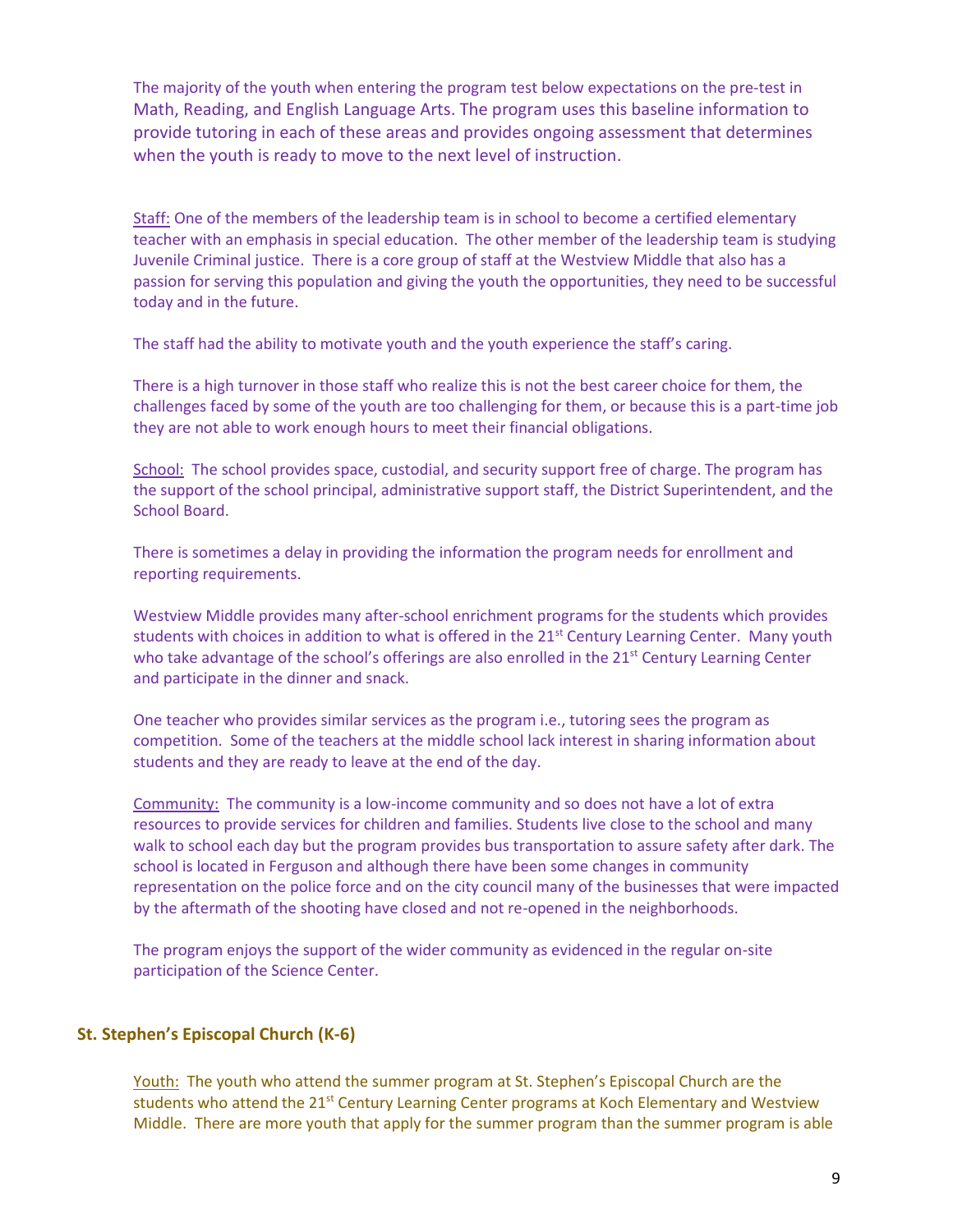The majority of the youth when entering the program test below expectations on the pre-test in Math, Reading, and English Language Arts. The program uses this baseline information to provide tutoring in each of these areas and provides ongoing assessment that determines when the youth is ready to move to the next level of instruction.

Staff: One of the members of the leadership team is in school to become a certified elementary teacher with an emphasis in special education. The other member of the leadership team is studying Juvenile Criminal justice. There is a core group of staff at the Westview Middle that also has a passion for serving this population and giving the youth the opportunities, they need to be successful today and in the future.

The staff had the ability to motivate youth and the youth experience the staff's caring.

There is a high turnover in those staff who realize this is not the best career choice for them, the challenges faced by some of the youth are too challenging for them, or because this is a part-time job they are not able to work enough hours to meet their financial obligations.

School: The school provides space, custodial, and security support free of charge. The program has the support of the school principal, administrative support staff, the District Superintendent, and the School Board.

There is sometimes a delay in providing the information the program needs for enrollment and reporting requirements.

Westview Middle provides many after-school enrichment programs for the students which provides students with choices in addition to what is offered in the 21st Century Learning Center. Many youth who take advantage of the school's offerings are also enrolled in the 21st Century Learning Center and participate in the dinner and snack.

One teacher who provides similar services as the program i.e., tutoring sees the program as competition. Some of the teachers at the middle school lack interest in sharing information about students and they are ready to leave at the end of the day.

Community: The community is a low-income community and so does not have a lot of extra resources to provide services for children and families. Students live close to the school and many walk to school each day but the program provides bus transportation to assure safety after dark. The school is located in Ferguson and although there have been some changes in community representation on the police force and on the city council many of the businesses that were impacted by the aftermath of the shooting have closed and not re-opened in the neighborhoods.

The program enjoys the support of the wider community as evidenced in the regular on-site participation of the Science Center.

### St. Stephen's Episcopal Church (K-6)

Youth: The youth who attend the summer program at St. Stephen's Episcopal Church are the students who attend the 21st Century Learning Center programs at Koch Elementary and Westview Middle. There are more youth that apply for the summer program than the summer program is able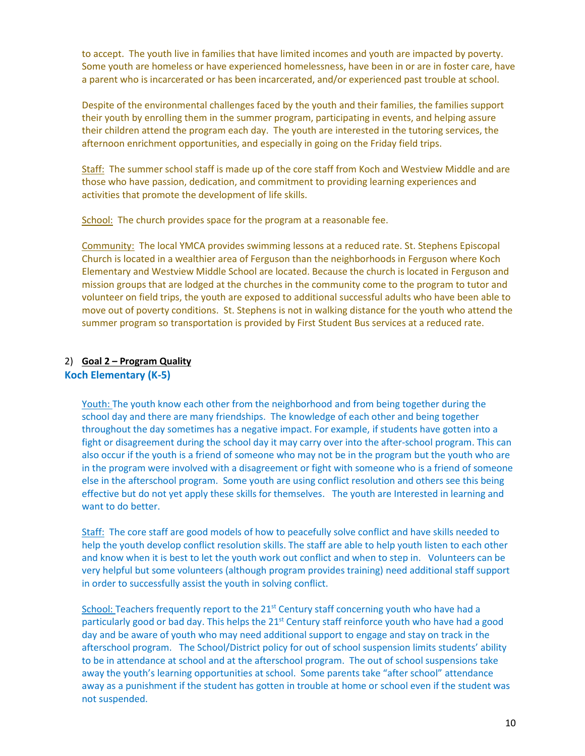to accept. The youth live in families that have limited incomes and youth are impacted by poverty. Some youth are homeless or have experienced homelessness, have been in or are in foster care, have a parent who is incarcerated or has been incarcerated, and/or experienced past trouble at school.

Despite of the environmental challenges faced by the youth and their families, the families support their youth by enrolling them in the summer program, participating in events, and helping assure their children attend the program each day. The youth are interested in the tutoring services, the afternoon enrichment opportunities, and especially in going on the Friday field trips.

Staff: The summer school staff is made up of the core staff from Koch and Westview Middle and are those who have passion, dedication, and commitment to providing learning experiences and activities that promote the development of life skills.

School: The church provides space for the program at a reasonable fee.

Community: The local YMCA provides swimming lessons at a reduced rate. St. Stephens Episcopal Church is located in a wealthier area of Ferguson than the neighborhoods in Ferguson where Koch Elementary and Westview Middle School are located. Because the church is located in Ferguson and mission groups that are lodged at the churches in the community come to the program to tutor and volunteer on field trips, the youth are exposed to additional successful adults who have been able to move out of poverty conditions. St. Stephens is not in walking distance for the youth who attend the summer program so transportation is provided by First Student Bus services at a reduced rate.

2) **Goal 2 – Program Quality**

### Koch Elementary (K-5)

Youth: The youth know each other from the neighborhood and from being together during the school day and there are many friendships. The knowledge of each other and being together throughout the day sometimes has a negative impact. For example, if students have gotten into a fight or disagreement during the school day it may carry over into the after-school program. This can also occur if the youth is a friend of someone who may not be in the program but the youth who are in the program were involved with a disagreement or fight with someone who is a friend of someone else in the afterschool program. Some youth are using conflict resolution and others see this being effective but do not yet apply these skills for themselves. The youth are Interested in learning and want to do better.

Staff: The core staff are good models of how to peacefully solve conflict and have skills needed to help the youth develop conflict resolution skills. The staff are able to help youth listen to each other and know when it is best to let the youth work out conflict and when to step in. Volunteers can be very helpful but some volunteers (although program provides training) need additional staff support in order to successfully assist the youth in solving conflict.

School: Teachers frequently report to the 21st Century staff concerning youth who have had a particularly good or bad day. This helps the 21st Century staff reinforce youth who have had a good day and be aware of youth who may need additional support to engage and stay on track in the afterschool program. The School/District policy for out of school suspension limits students' ability to be in attendance at school and at the afterschool program. The out of school suspensions take away the youth's learning opportunities at school. Some parents take "after school" attendance away as a punishment if the student has gotten in trouble at home or school even if the student was not suspended.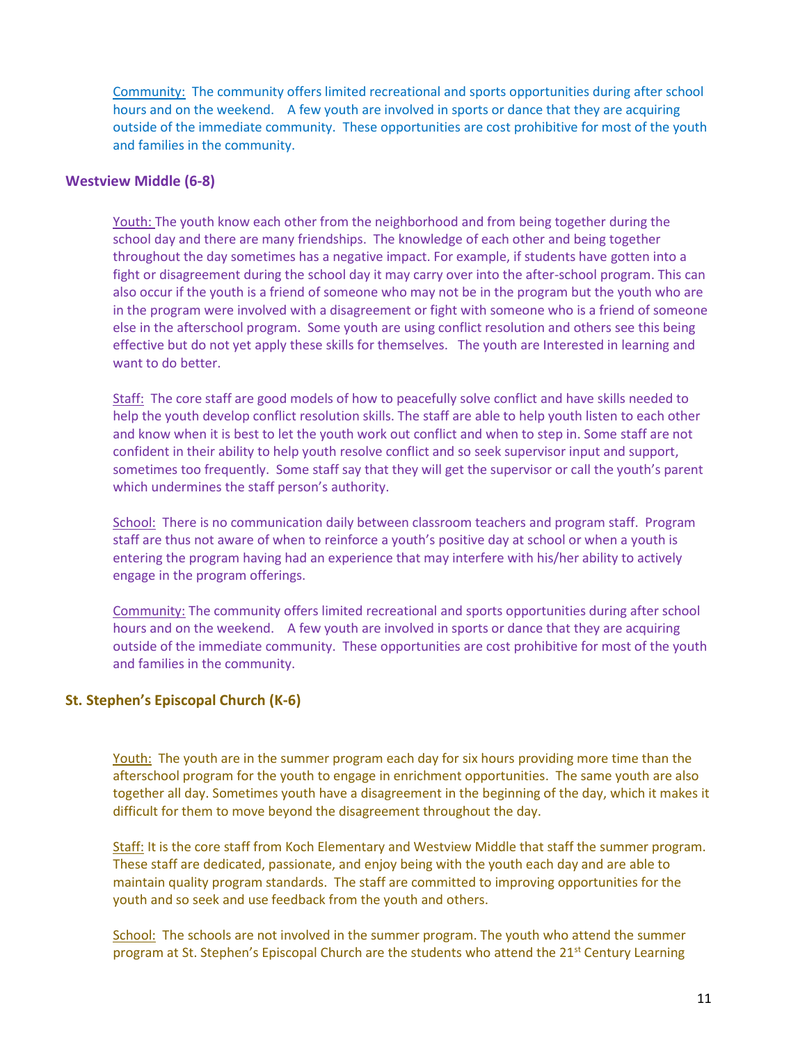Community: The community offers limited recreational and sports opportunities during after school hours and on the weekend. A few youth are involved in sports or dance that they are acquiring outside of the immediate community. These opportunities are cost prohibitive for most of the youth and families in the community.

### Westview Middle (6-8)

Youth: The youth know each other from the neighborhood and from being together during the school day and there are many friendships. The knowledge of each other and being together throughout the day sometimes has a negative impact. For example, if students have gotten into a fight or disagreement during the school day it may carry over into the after-school program. This can also occur if the youth is a friend of someone who may not be in the program but the youth who are in the program were involved with a disagreement or fight with someone who is a friend of someone else in the afterschool program. Some youth are using conflict resolution and others see this being effective but do not yet apply these skills for themselves. The youth are Interested in learning and want to do better.

Staff: The core staff are good models of how to peacefully solve conflict and have skills needed to help the youth develop conflict resolution skills. The staff are able to help youth listen to each other and know when it is best to let the youth work out conflict and when to step in. Some staff are not confident in their ability to help youth resolve conflict and so seek supervisor input and support, sometimes too frequently. Some staff say that they will get the supervisor or call the youth's parent which undermines the staff person's authority.

School: There is no communication daily between classroom teachers and program staff. Program staff are thus not aware of when to reinforce a youth's positive day at school or when a youth is entering the program having had an experience that may interfere with his/her ability to actively engage in the program offerings.

Community: The community offers limited recreational and sports opportunities during after school hours and on the weekend. A few youth are involved in sports or dance that they are acquiring outside of the immediate community. These opportunities are cost prohibitive for most of the youth and families in the community.

### St. Stephen's Episcopal Church (K-6)

Youth: The youth are in the summer program each day for six hours providing more time than the afterschool program for the youth to engage in enrichment opportunities. The same youth are also together all day. Sometimes youth have a disagreement in the beginning of the day, which it makes it difficult for them to move beyond the disagreement throughout the day.

Staff: It is the core staff from Koch Elementary and Westview Middle that staff the summer program. These staff are dedicated, passionate, and enjoy being with the youth each day and are able to maintain quality program standards. The staff are committed to improving opportunities for the youth and so seek and use feedback from the youth and others.

School: The schools are not involved in the summer program. The youth who attend the summer program at St. Stephen's Episcopal Church are the students who attend the 21st Century Learning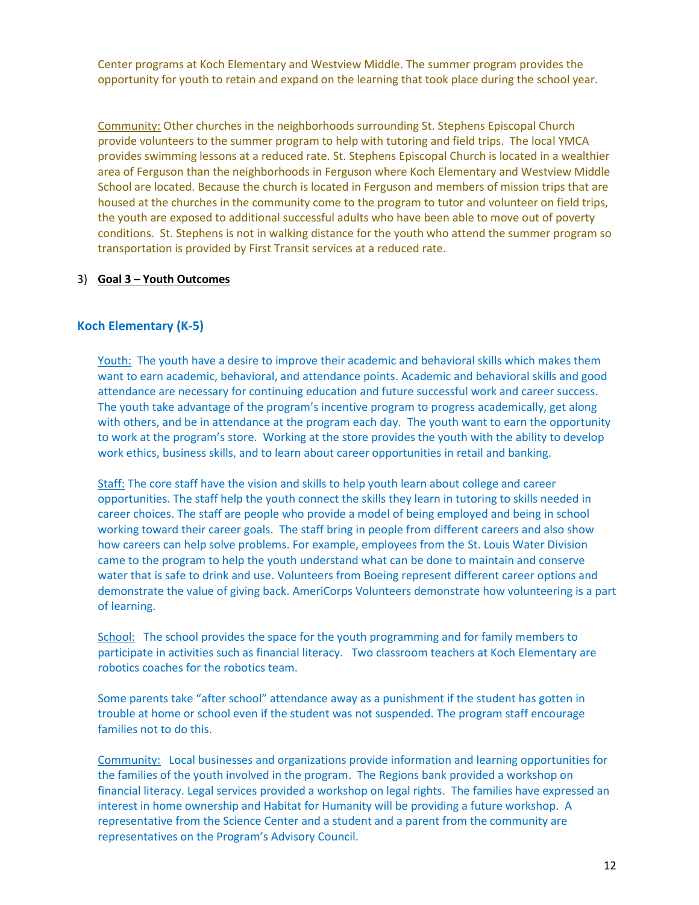Center programs at Koch Elementary and Westview Middle. The summer program provides the opportunity for youth to retain and expand on the learning that took place during the school year.

Community: Other churches in the neighborhoods surrounding St. Stephens Episcopal Church provide volunteers to the summer program to help with tutoring and field trips. The local YMCA provides swimming lessons at a reduced rate. St. Stephens Episcopal Church is located in a wealthier area of Ferguson than the neighborhoods in Ferguson where Koch Elementary and Westview Middle School are located. Because the church is located in Ferguson and members of mission trips that are housed at the churches in the community come to the program to tutor and volunteer on field trips, the youth are exposed to additional successful adults who have been able to move out of poverty conditions. St. Stephens is not in walking distance for the youth who attend the summer program so transportation is provided by First Transit services at a reduced rate.

3) **Goal 3 – Youth Outcomes**

### Koch Elementary (K-5)

Youth: The youth have a desire to improve their academic and behavioral skills which makes them want to earn academic, behavioral, and attendance points. Academic and behavioral skills and good attendance are necessary for continuing education and future successful work and career success. The youth take advantage of the program's incentive program to progress academically, get along with others, and be in attendance at the program each day. The youth want to earn the opportunity to work at the program's store. Working at the store provides the youth with the ability to develop work ethics, business skills, and to learn about career opportunities in retail and banking.

Staff: The core staff have the vision and skills to help youth learn about college and career opportunities. The staff help the youth connect the skills they learn in tutoring to skills needed in career choices. The staff are people who provide a model of being employed and being in school working toward their career goals. The staff bring in people from different careers and also show how careers can help solve problems. For example, employees from the St. Louis Water Division came to the program to help the youth understand what can be done to maintain and conserve water that is safe to drink and use. Volunteers from Boeing represent different career options and demonstrate the value of giving back. AmeriCorps Volunteers demonstrate how volunteering is a part of learning.

School: The school provides the space for the youth programming and for family members to participate in activities such as financial literacy. Two classroom teachers at Koch Elementary are robotics coaches for the robotics team.

Some parents take "after school" attendance away as a punishment if the student has gotten in trouble at home or school even if the student was not suspended. The program staff encourage families not to do this.

Community: Local businesses and organizations provide information and learning opportunities for the families of the youth involved in the program. The Regions bank provided a workshop on financial literacy. Legal services provided a workshop on legal rights. The families have expressed an interest in home ownership and Habitat for Humanity will be providing a future workshop. A representative from the Science Center and a student and a parent from the community are representatives on the Program's Advisory Council.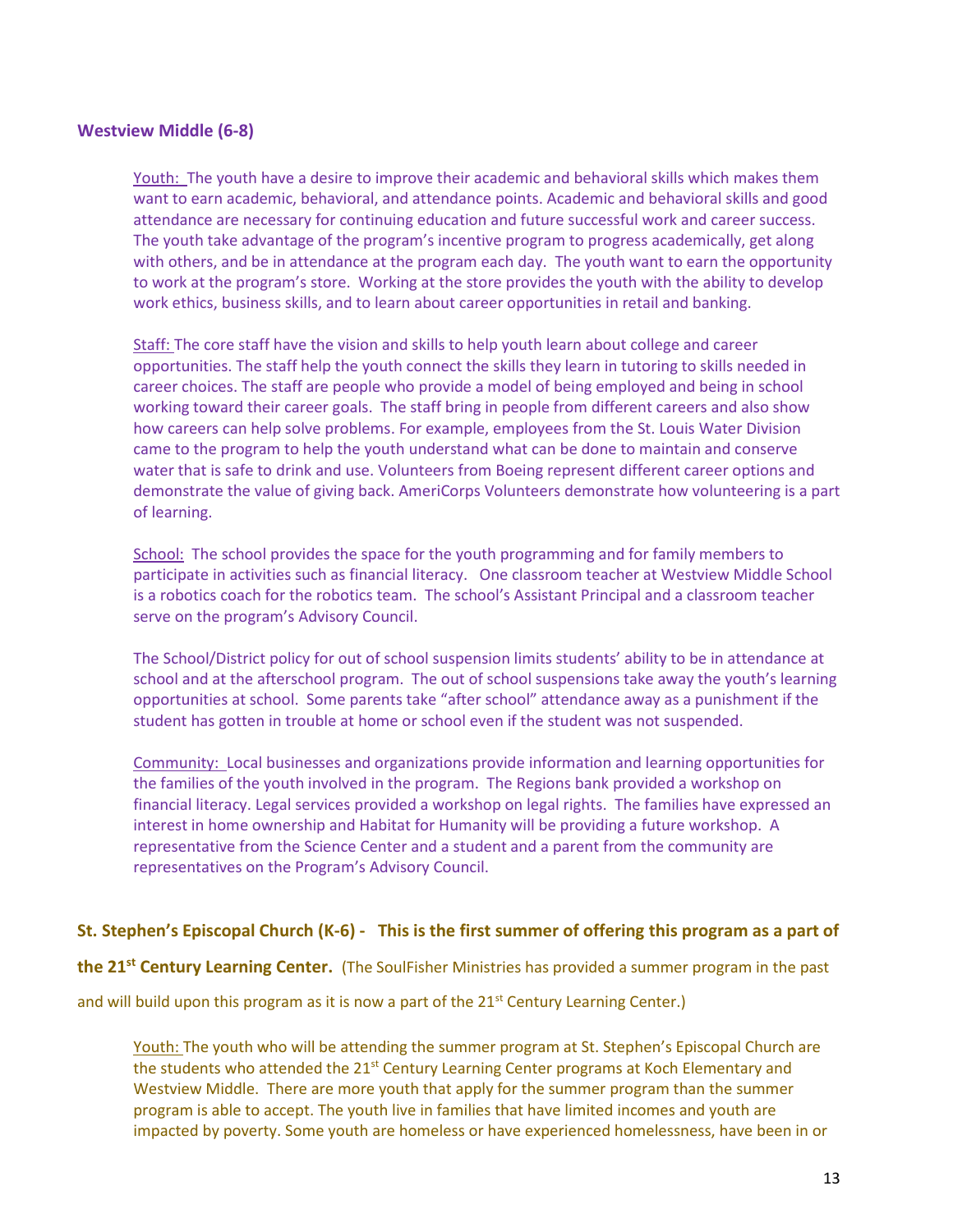### Westview Middle (6-8)

Youth: The youth have a desire to improve their academic and behavioral skills which makes them want to earn academic, behavioral, and attendance points. Academic and behavioral skills and good attendance are necessary for continuing education and future successful work and career success. The youth take advantage of the program's incentive program to progress academically, get along with others, and be in attendance at the program each day. The youth want to earn the opportunity to work at the program's store. Working at the store provides the youth with the ability to develop work ethics, business skills, and to learn about career opportunities in retail and banking.

Staff: The core staff have the vision and skills to help youth learn about college and career opportunities. The staff help the youth connect the skills they learn in tutoring to skills needed in career choices. The staff are people who provide a model of being employed and being in school working toward their career goals. The staff bring in people from different careers and also show how careers can help solve problems. For example, employees from the St. Louis Water Division came to the program to help the youth understand what can be done to maintain and conserve water that is safe to drink and use. Volunteers from Boeing represent different career options and demonstrate the value of giving back. AmeriCorps Volunteers demonstrate how volunteering is a part of learning.

School: The school provides the space for the youth programming and for family members to participate in activities such as financial literacy. One classroom teacher at Westview Middle School is a robotics coach for the robotics team. The school's Assistant Principal and a classroom teacher serve on the program's Advisory Council.

The School/District policy for out of school suspension limits students' ability to be in attendance at school and at the afterschool program. The out of school suspensions take away the youth's learning opportunities at school. Some parents take "after school" attendance away as a punishment if the student has gotten in trouble at home or school even if the student was not suspended.

Community: Local businesses and organizations provide information and learning opportunities for the families of the youth involved in the program. The Regions bank provided a workshop on financial literacy. Legal services provided a workshop on legal rights. The families have expressed an interest in home ownership and Habitat for Humanity will be providing a future workshop. A representative from the Science Center and a student and a parent from the community are representatives on the Program's Advisory Council.

**St. Stephen's Episcopal Church (K-6) - This is the first summer of offering this program as a part of the 21st Century Learning Center.** (The SoulFisher Ministries has provided a summer program in the past and will build upon this program as it is now a part of the 21st Century Learning Center.)

Youth: The youth who will be attending the summer program at St. Stephen's Episcopal Church are the students who attended the 21st Century Learning Center programs at Koch Elementary and Westview Middle. There are more youth that apply for the summer program than the summer program is able to accept. The youth live in families that have limited incomes and youth are impacted by poverty. Some youth are homeless or have experienced homelessness, have been in or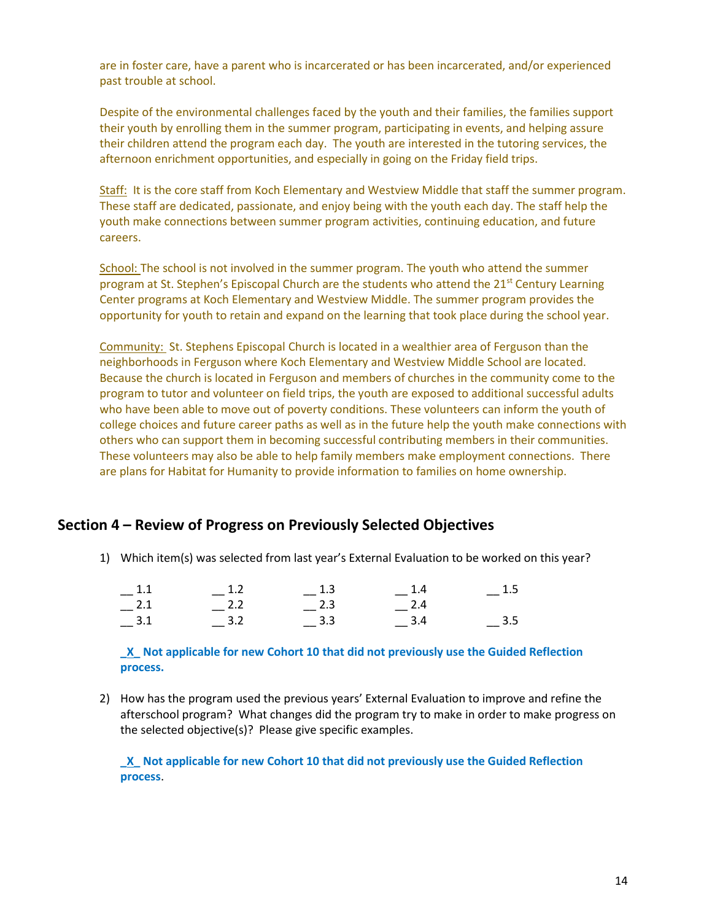are in foster care, have a parent who is incarcerated or has been incarcerated, and/or experienced past trouble at school.

Despite of the environmental challenges faced by the youth and their families, the families support their youth by enrolling them in the summer program, participating in events, and helping assure their children attend the program each day. The youth are interested in the tutoring services, the afternoon enrichment opportunities, and especially in going on the Friday field trips.

Staff: It is the core staff from Koch Elementary and Westview Middle that staff the summer program. These staff are dedicated, passionate, and enjoy being with the youth each day. The staff help the youth make connections between summer program activities, continuing education, and future careers.

School: The school is not involved in the summer program. The youth who attend the summer program at St. Stephen's Episcopal Church are the students who attend the 21st Century Learning Center programs at Koch Elementary and Westview Middle. The summer program provides the opportunity for youth to retain and expand on the learning that took place during the school year.

Community: St. Stephens Episcopal Church is located in a wealthier area of Ferguson than the neighborhoods in Ferguson where Koch Elementary and Westview Middle School are located. Because the church is located in Ferguson and members of churches in the community come to the program to tutor and volunteer on field trips, the youth are exposed to additional successful adults who have been able to move out of poverty conditions. These volunteers can inform the youth of college choices and future career paths as well as in the future help the youth make connections with others who can support them in becoming successful contributing members in their communities. These volunteers may also be able to help family members make employment connections. There are plans for Habitat for Humanity to provide information to families on home ownership.

## Section 4 – Review of Progress on Previously Selected Objectives

1) Which item(s) was selected from last year's External Evaluation to be worked on this year?

| | | | | |
|---|---|---|---|---|
| __ 1.1 | __ 1.2 | __ 1.3 | __ 1.4 | __ 1.5 |
| __ 2.1 | __ 2.2 | __ 2.3 | __ 2.4 | |
| __ 3.1 | __ 3.2 | __ 3.3 | __ 3.4 | __ 3.5 |

**_X_ Not applicable for new Cohort 10 that did not previously use the Guided Reflection process.**

2) How has the program used the previous years' External Evaluation to improve and refine the afterschool program? What changes did the program try to make in order to make progress on the selected objective(s)? Please give specific examples.

**_X_ Not applicable for new Cohort 10 that did not previously use the Guided Reflection process**.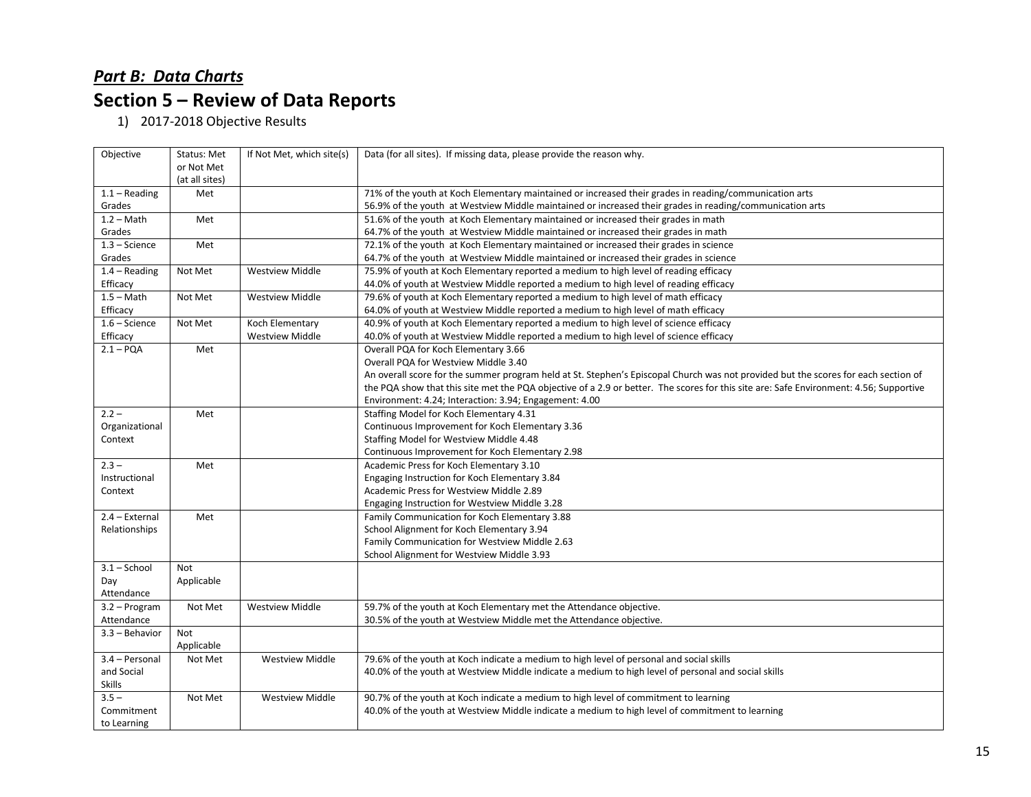## ***Part B: Data Charts***

# Section 5 – Review of Data Reports

1) 2017-2018 Objective Results

| Objective | Status: Met or Not Met (at all sites) | If Not Met, which site(s) | Data (for all sites). If missing data, please provide the reason why. |
|---|---|---|---|
| 1.1 – Reading Grades | Met | | 71% of the youth at Koch Elementary maintained or increased their grades in reading/communication arts<br>56.9% of the youth at Westview Middle maintained or increased their grades in reading/communication arts |
| 1.2 – Math Grades | Met | | 51.6% of the youth at Koch Elementary maintained or increased their grades in math<br>64.7% of the youth at Westview Middle maintained or increased their grades in math |
| 1.3 – Science Grades | Met | | 72.1% of the youth at Koch Elementary maintained or increased their grades in science<br>64.7% of the youth at Westview Middle maintained or increased their grades in science |
| 1.4 – Reading Efficacy | Not Met | Westview Middle | 75.9% of youth at Koch Elementary reported a medium to high level of reading efficacy<br>44.0% of youth at Westview Middle reported a medium to high level of reading efficacy |
| 1.5 – Math Efficacy | Not Met | Westview Middle | 79.6% of youth at Koch Elementary reported a medium to high level of math efficacy<br>64.0% of youth at Westview Middle reported a medium to high level of math efficacy |
| 1.6 – Science Efficacy | Not Met | Koch Elementary<br>Westview Middle | 40.9% of youth at Koch Elementary reported a medium to high level of science efficacy<br>40.0% of youth at Westview Middle reported a medium to high level of science efficacy |
| 2.1 – PQA | Met | | Overall PQA for Koch Elementary 3.66<br>Overall PQA for Westview Middle 3.40<br>An overall score for the summer program held at St. Stephen's Episcopal Church was not provided but the scores for each section of the PQA show that this site met the PQA objective of a 2.9 or better. The scores for this site are: Safe Environment: 4.56; Supportive Environment: 4.24; Interaction: 3.94; Engagement: 4.00 |
| 2.2 – Organizational Context | Met | | Staffing Model for Koch Elementary 4.31<br>Continuous Improvement for Koch Elementary 3.36<br>Staffing Model for Westview Middle 4.48<br>Continuous Improvement for Koch Elementary 2.98 |
| 2.3 – Instructional Context | Met | | Academic Press for Koch Elementary 3.10<br>Engaging Instruction for Koch Elementary 3.84<br>Academic Press for Westview Middle 2.89<br>Engaging Instruction for Westview Middle 3.28 |
| 2.4 – External Relationships | Met | | Family Communication for Koch Elementary 3.88<br>School Alignment for Koch Elementary 3.94<br>Family Communication for Westview Middle 2.63<br>School Alignment for Westview Middle 3.93 |
| 3.1 – School Day Attendance | Not Applicable | | |
| 3.2 – Program Attendance | Not Met | Westview Middle | 59.7% of the youth at Koch Elementary met the Attendance objective.<br>30.5% of the youth at Westview Middle met the Attendance objective. |
| 3.3 – Behavior | Not Applicable | | |
| 3.4 – Personal and Social Skills | Not Met | Westview Middle | 79.6% of the youth at Koch indicate a medium to high level of personal and social skills<br>40.0% of the youth at Westview Middle indicate a medium to high level of personal and social skills |
| 3.5 – Commitment to Learning | Not Met | Westview Middle | 90.7% of the youth at Koch indicate a medium to high level of commitment to learning<br>40.0% of the youth at Westview Middle indicate a medium to high level of commitment to learning |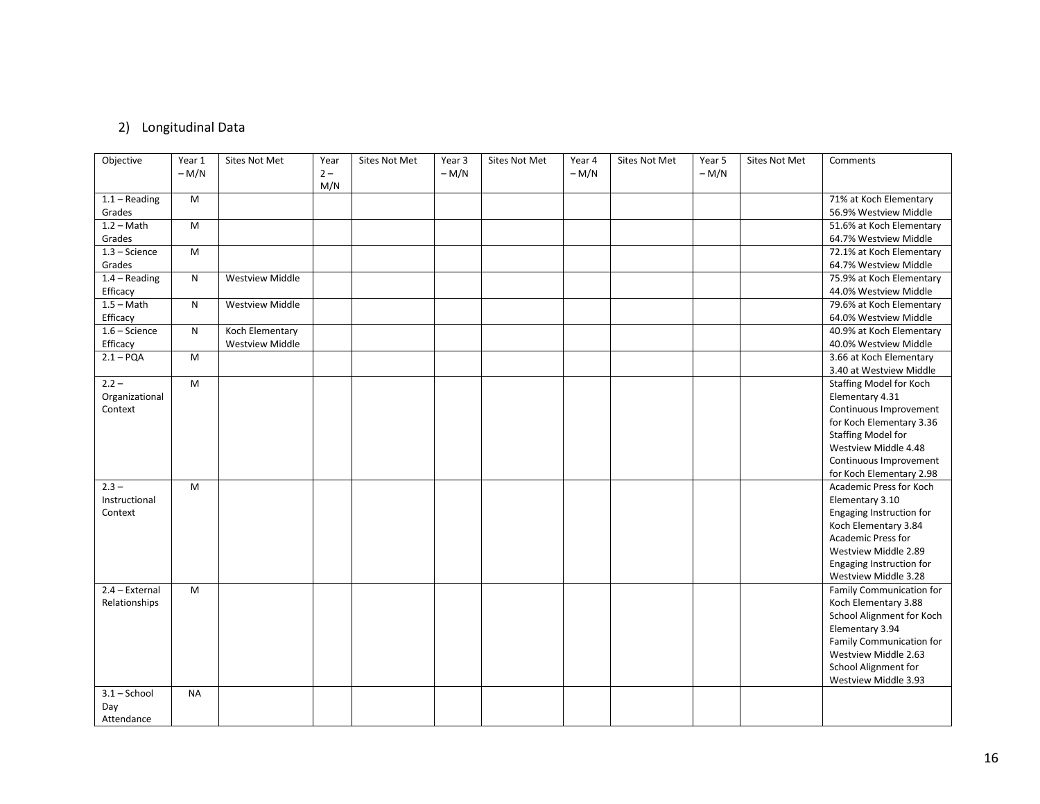2) Longitudinal Data

| Objective | Year 1 – M/N | Sites Not Met | Year 2 – M/N | Sites Not Met | Year 3 – M/N | Sites Not Met | Year 4 – M/N | Sites Not Met | Year 5 – M/N | Sites Not Met | Comments |
|---|---|---|---|---|---|---|---|---|---|---|---|
| 1.1 – Reading Grades | M | | | | | | | | | | 71% at Koch Elementary 56.9% Westview Middle |
| 1.2 – Math Grades | M | | | | | | | | | | 51.6% at Koch Elementary 64.7% Westview Middle |
| 1.3 – Science Grades | M | | | | | | | | | | 72.1% at Koch Elementary 64.7% Westview Middle |
| 1.4 – Reading Efficacy | N | Westview Middle | | | | | | | | | 75.9% at Koch Elementary 44.0% Westview Middle |
| 1.5 – Math Efficacy | N | Westview Middle | | | | | | | | | 79.6% at Koch Elementary 64.0% Westview Middle |
| 1.6 – Science Efficacy | N | Koch Elementary Westview Middle | | | | | | | | | 40.9% at Koch Elementary 40.0% Westview Middle |
| 2.1 – PQA | M | | | | | | | | | | 3.66 at Koch Elementary 3.40 at Westview Middle |
| 2.2 – Organizational Context | M | | | | | | | | | | Staffing Model for Koch Elementary 4.31 Continuous Improvement for Koch Elementary 3.36 Staffing Model for Westview Middle 4.48 Continuous Improvement for Koch Elementary 2.98 |
| 2.3 – Instructional Context | M | | | | | | | | | | Academic Press for Koch Elementary 3.10 Engaging Instruction for Koch Elementary 3.84 Academic Press for Westview Middle 2.89 Engaging Instruction for Westview Middle 3.28 |
| 2.4 – External Relationships | M | | | | | | | | | | Family Communication for Koch Elementary 3.88 School Alignment for Koch Elementary 3.94 Family Communication for Westview Middle 2.63 School Alignment for Westview Middle 3.93 |
| 3.1 – School Day Attendance | NA | | | | | | | | | | |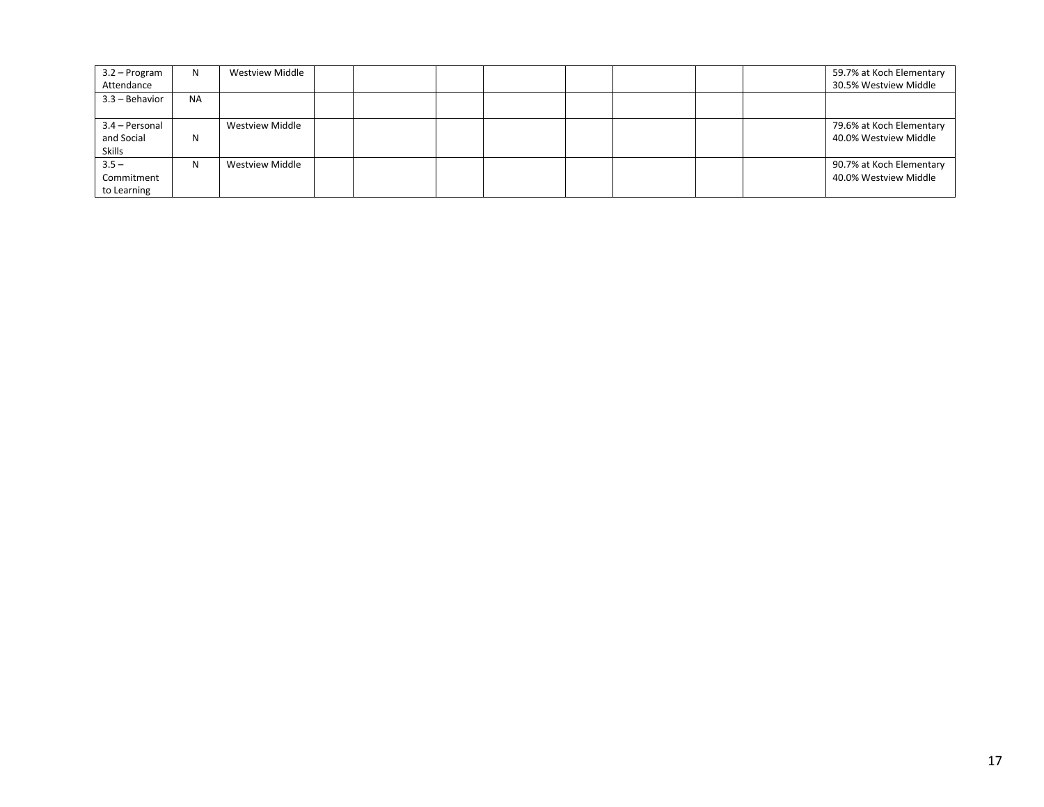| | | | | | | | | | | | |
|---|---|---|---|---|---|---|---|---|---|---|---|
| 3.2 – Program Attendance | N | Westview Middle | | | | | | | | | 59.7% at Koch Elementary 30.5% Westview Middle |
| 3.3 – Behavior | NA | | | | | | | | | | |
| 3.4 – Personal and Social Skills | N | Westview Middle | | | | | | | | | 79.6% at Koch Elementary 40.0% Westview Middle |
| 3.5 – Commitment to Learning | N | Westview Middle | | | | | | | | | 90.7% at Koch Elementary 40.0% Westview Middle |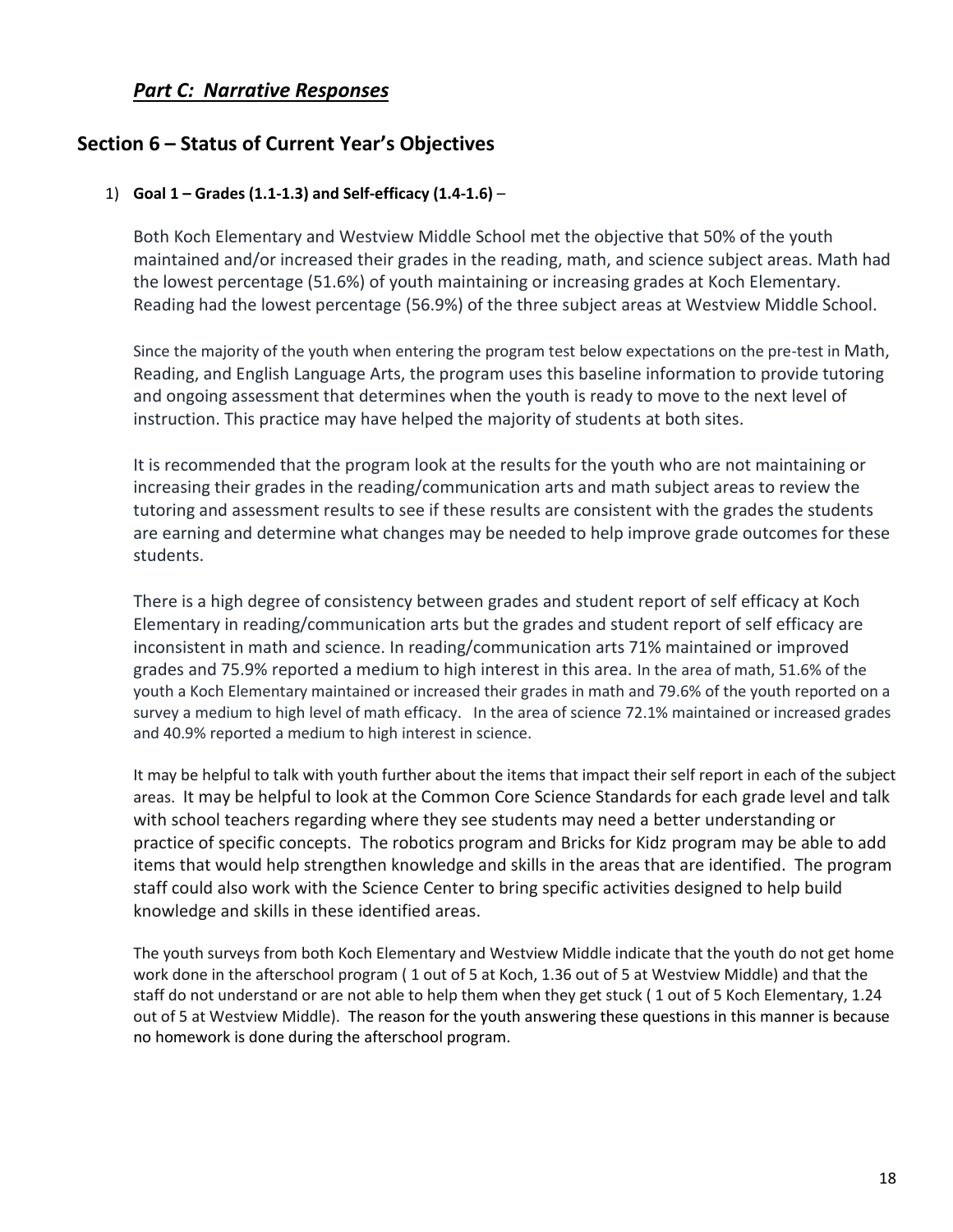## *Part C: Narrative Responses*

## Section 6 – Status of Current Year's Objectives

1) **Goal 1 – Grades (1.1-1.3) and Self-efficacy (1.4-1.6)** –

   Both Koch Elementary and Westview Middle School met the objective that 50% of the youth maintained and/or increased their grades in the reading, math, and science subject areas. Math had the lowest percentage (51.6%) of youth maintaining or increasing grades at Koch Elementary. Reading had the lowest percentage (56.9%) of the three subject areas at Westview Middle School.

   Since the majority of the youth when entering the program test below expectations on the pre-test in Math, Reading, and English Language Arts, the program uses this baseline information to provide tutoring and ongoing assessment that determines when the youth is ready to move to the next level of instruction. This practice may have helped the majority of students at both sites.

   It is recommended that the program look at the results for the youth who are not maintaining or increasing their grades in the reading/communication arts and math subject areas to review the tutoring and assessment results to see if these results are consistent with the grades the students are earning and determine what changes may be needed to help improve grade outcomes for these students.

   There is a high degree of consistency between grades and student report of self efficacy at Koch Elementary in reading/communication arts but the grades and student report of self efficacy are inconsistent in math and science. In reading/communication arts 71% maintained or improved grades and 75.9% reported a medium to high interest in this area. In the area of math, 51.6% of the youth a Koch Elementary maintained or increased their grades in math and 79.6% of the youth reported on a survey a medium to high level of math efficacy. In the area of science 72.1% maintained or increased grades and 40.9% reported a medium to high interest in science.

   It may be helpful to talk with youth further about the items that impact their self report in each of the subject areas. It may be helpful to look at the Common Core Science Standards for each grade level and talk with school teachers regarding where they see students may need a better understanding or practice of specific concepts. The robotics program and Bricks for Kidz program may be able to add items that would help strengthen knowledge and skills in the areas that are identified. The program staff could also work with the Science Center to bring specific activities designed to help build knowledge and skills in these identified areas.

   The youth surveys from both Koch Elementary and Westview Middle indicate that the youth do not get home work done in the afterschool program ( 1 out of 5 at Koch, 1.36 out of 5 at Westview Middle) and that the staff do not understand or are not able to help them when they get stuck ( 1 out of 5 Koch Elementary, 1.24 out of 5 at Westview Middle). The reason for the youth answering these questions in this manner is because no homework is done during the afterschool program.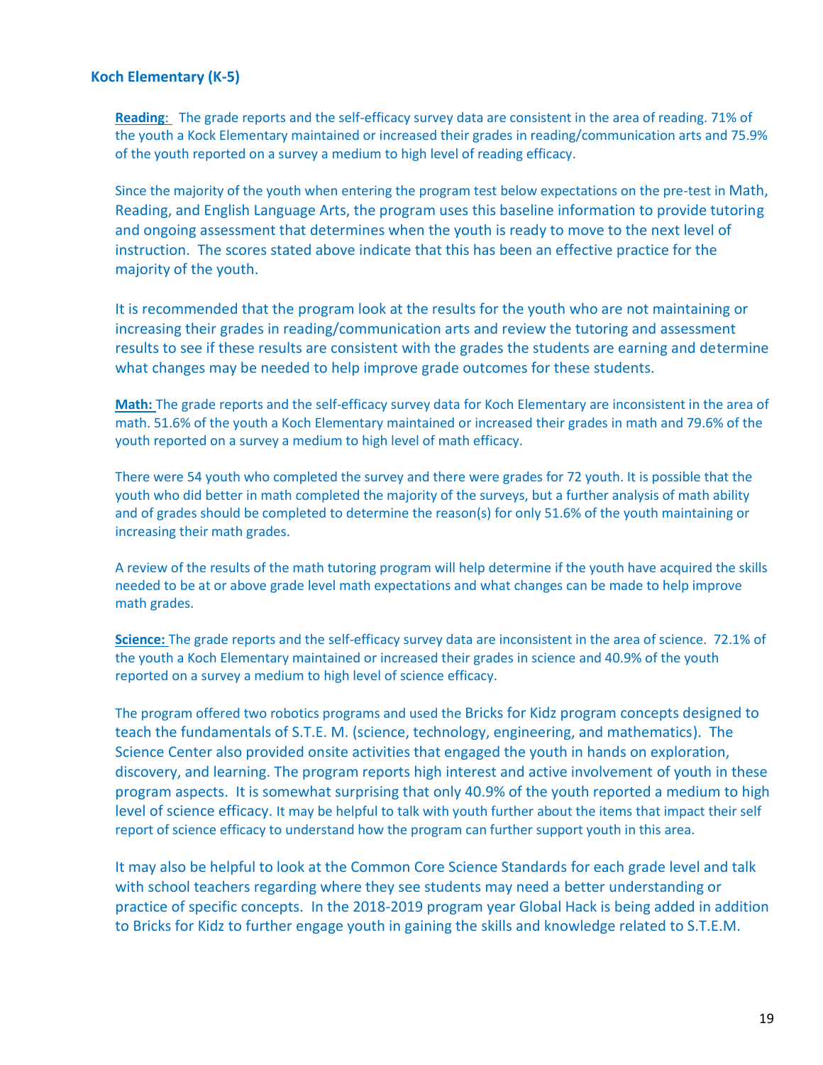### Koch Elementary (K-5)

**Reading**: The grade reports and the self-efficacy survey data are consistent in the area of reading. 71% of the youth a Kock Elementary maintained or increased their grades in reading/communication arts and 75.9% of the youth reported on a survey a medium to high level of reading efficacy.

Since the majority of the youth when entering the program test below expectations on the pre-test in Math, Reading, and English Language Arts, the program uses this baseline information to provide tutoring and ongoing assessment that determines when the youth is ready to move to the next level of instruction. The scores stated above indicate that this has been an effective practice for the majority of the youth.

It is recommended that the program look at the results for the youth who are not maintaining or increasing their grades in reading/communication arts and review the tutoring and assessment results to see if these results are consistent with the grades the students are earning and determine what changes may be needed to help improve grade outcomes for these students.

**Math:** The grade reports and the self-efficacy survey data for Koch Elementary are inconsistent in the area of math. 51.6% of the youth a Koch Elementary maintained or increased their grades in math and 79.6% of the youth reported on a survey a medium to high level of math efficacy.

There were 54 youth who completed the survey and there were grades for 72 youth. It is possible that the youth who did better in math completed the majority of the surveys, but a further analysis of math ability and of grades should be completed to determine the reason(s) for only 51.6% of the youth maintaining or increasing their math grades.

A review of the results of the math tutoring program will help determine if the youth have acquired the skills needed to be at or above grade level math expectations and what changes can be made to help improve math grades.

**Science:** The grade reports and the self-efficacy survey data are inconsistent in the area of science. 72.1% of the youth a Koch Elementary maintained or increased their grades in science and 40.9% of the youth reported on a survey a medium to high level of science efficacy.

The program offered two robotics programs and used the Bricks for Kidz program concepts designed to teach the fundamentals of S.T.E. M. (science, technology, engineering, and mathematics). The Science Center also provided onsite activities that engaged the youth in hands on exploration, discovery, and learning. The program reports high interest and active involvement of youth in these program aspects. It is somewhat surprising that only 40.9% of the youth reported a medium to high level of science efficacy. It may be helpful to talk with youth further about the items that impact their self report of science efficacy to understand how the program can further support youth in this area.

It may also be helpful to look at the Common Core Science Standards for each grade level and talk with school teachers regarding where they see students may need a better understanding or practice of specific concepts. In the 2018-2019 program year Global Hack is being added in addition to Bricks for Kidz to further engage youth in gaining the skills and knowledge related to S.T.E.M.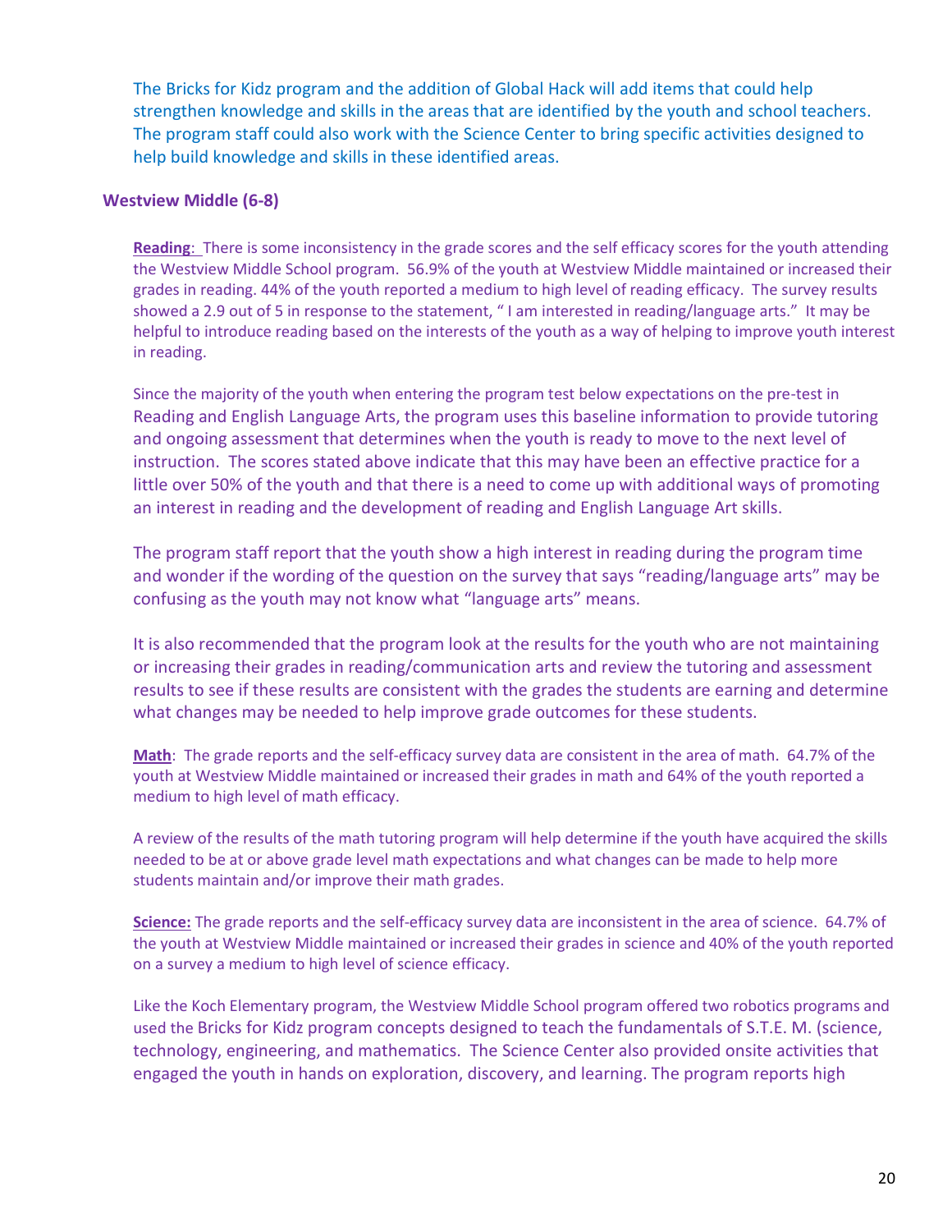The Bricks for Kidz program and the addition of Global Hack will add items that could help strengthen knowledge and skills in the areas that are identified by the youth and school teachers. The program staff could also work with the Science Center to bring specific activities designed to help build knowledge and skills in these identified areas.

### Westview Middle (6-8)

**Reading**: There is some inconsistency in the grade scores and the self efficacy scores for the youth attending the Westview Middle School program. 56.9% of the youth at Westview Middle maintained or increased their grades in reading. 44% of the youth reported a medium to high level of reading efficacy. The survey results showed a 2.9 out of 5 in response to the statement, " I am interested in reading/language arts." It may be helpful to introduce reading based on the interests of the youth as a way of helping to improve youth interest in reading.

Since the majority of the youth when entering the program test below expectations on the pre-test in Reading and English Language Arts, the program uses this baseline information to provide tutoring and ongoing assessment that determines when the youth is ready to move to the next level of instruction. The scores stated above indicate that this may have been an effective practice for a little over 50% of the youth and that there is a need to come up with additional ways of promoting an interest in reading and the development of reading and English Language Art skills.

The program staff report that the youth show a high interest in reading during the program time and wonder if the wording of the question on the survey that says "reading/language arts" may be confusing as the youth may not know what "language arts" means.

It is also recommended that the program look at the results for the youth who are not maintaining or increasing their grades in reading/communication arts and review the tutoring and assessment results to see if these results are consistent with the grades the students are earning and determine what changes may be needed to help improve grade outcomes for these students.

**Math**: The grade reports and the self-efficacy survey data are consistent in the area of math. 64.7% of the youth at Westview Middle maintained or increased their grades in math and 64% of the youth reported a medium to high level of math efficacy.

A review of the results of the math tutoring program will help determine if the youth have acquired the skills needed to be at or above grade level math expectations and what changes can be made to help more students maintain and/or improve their math grades.

**Science:** The grade reports and the self-efficacy survey data are inconsistent in the area of science. 64.7% of the youth at Westview Middle maintained or increased their grades in science and 40% of the youth reported on a survey a medium to high level of science efficacy.

Like the Koch Elementary program, the Westview Middle School program offered two robotics programs and used the Bricks for Kidz program concepts designed to teach the fundamentals of S.T.E. M. (science, technology, engineering, and mathematics. The Science Center also provided onsite activities that engaged the youth in hands on exploration, discovery, and learning. The program reports high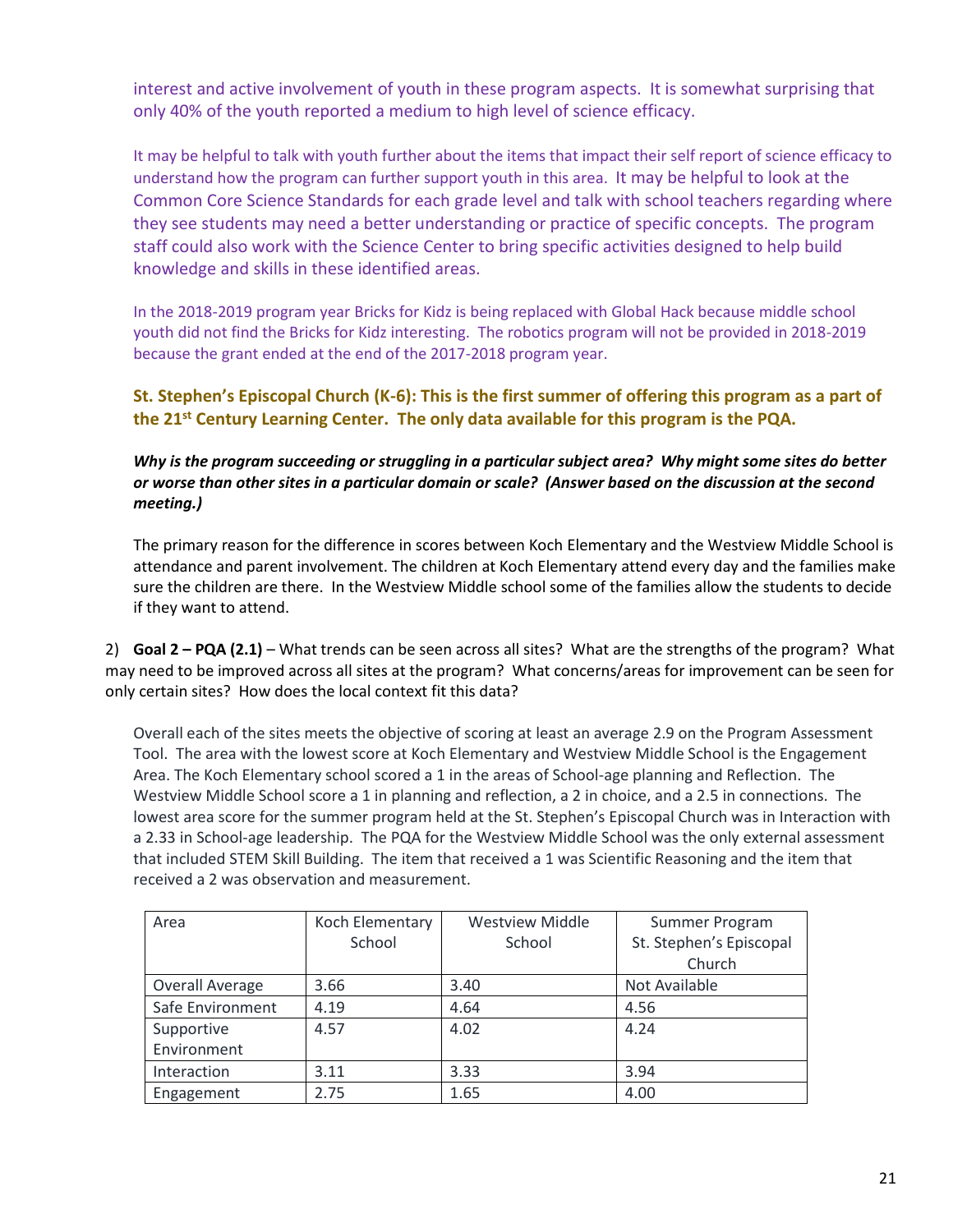interest and active involvement of youth in these program aspects. It is somewhat surprising that only 40% of the youth reported a medium to high level of science efficacy.

It may be helpful to talk with youth further about the items that impact their self report of science efficacy to understand how the program can further support youth in this area. It may be helpful to look at the Common Core Science Standards for each grade level and talk with school teachers regarding where they see students may need a better understanding or practice of specific concepts. The program staff could also work with the Science Center to bring specific activities designed to help build knowledge and skills in these identified areas.

In the 2018-2019 program year Bricks for Kidz is being replaced with Global Hack because middle school youth did not find the Bricks for Kidz interesting. The robotics program will not be provided in 2018-2019 because the grant ended at the end of the 2017-2018 program year.

**St. Stephen's Episcopal Church (K-6): This is the first summer of offering this program as a part of the 21st Century Learning Center. The only data available for this program is the PQA.**

***Why is the program succeeding or struggling in a particular subject area? Why might some sites do better or worse than other sites in a particular domain or scale? (Answer based on the discussion at the second meeting.)***

The primary reason for the difference in scores between Koch Elementary and the Westview Middle School is attendance and parent involvement. The children at Koch Elementary attend every day and the families make sure the children are there. In the Westview Middle school some of the families allow the students to decide if they want to attend.

2) **Goal 2 – PQA (2.1)** – What trends can be seen across all sites? What are the strengths of the program? What may need to be improved across all sites at the program? What concerns/areas for improvement can be seen for only certain sites? How does the local context fit this data?

Overall each of the sites meets the objective of scoring at least an average 2.9 on the Program Assessment Tool. The area with the lowest score at Koch Elementary and Westview Middle School is the Engagement Area. The Koch Elementary school scored a 1 in the areas of School-age planning and Reflection. The Westview Middle School score a 1 in planning and reflection, a 2 in choice, and a 2.5 in connections. The lowest area score for the summer program held at the St. Stephen's Episcopal Church was in Interaction with a 2.33 in School-age leadership. The PQA for the Westview Middle School was the only external assessment that included STEM Skill Building. The item that received a 1 was Scientific Reasoning and the item that received a 2 was observation and measurement.

| Area | Koch Elementary School | Westview Middle School | Summer Program St. Stephen's Episcopal Church |
|---|---|---|---|
| Overall Average | 3.66 | 3.40 | Not Available |
| Safe Environment | 4.19 | 4.64 | 4.56 |
| Supportive Environment | 4.57 | 4.02 | 4.24 |
| Interaction | 3.11 | 3.33 | 3.94 |
| Engagement | 2.75 | 1.65 | 4.00 |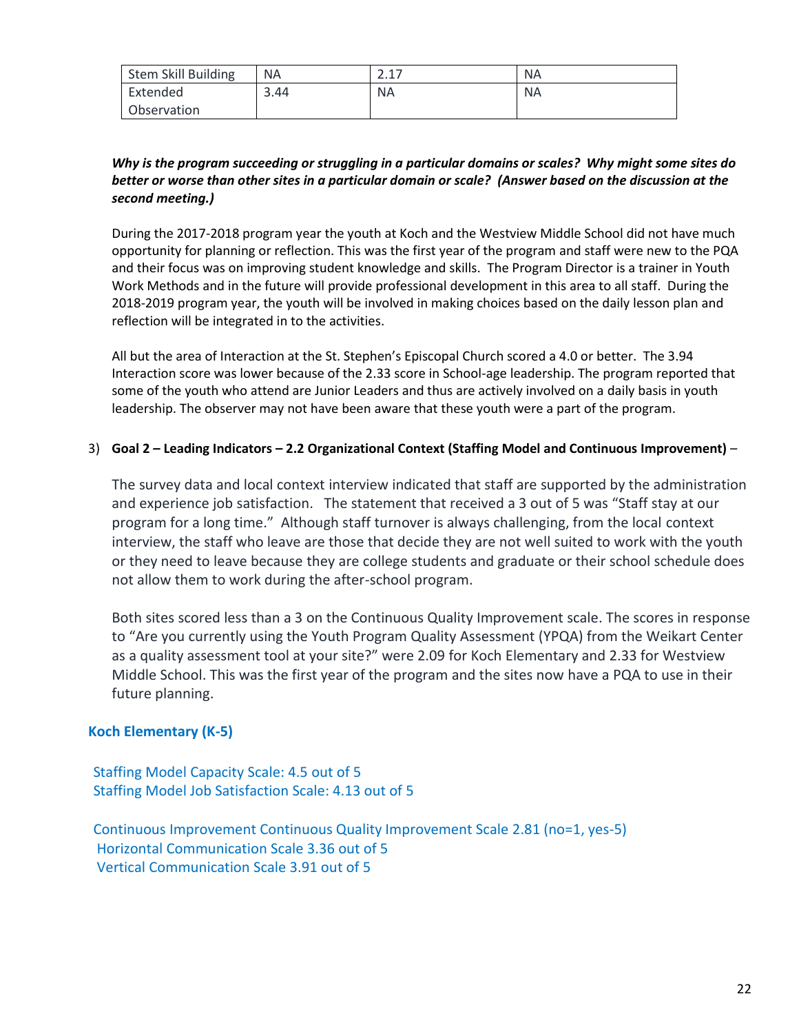| Stem Skill Building | NA | 2.17 | NA |
|---|---|---|---|
| Extended Observation | 3.44 | NA | NA |

***Why is the program succeeding or struggling in a particular domains or scales? Why might some sites do better or worse than other sites in a particular domain or scale? (Answer based on the discussion at the second meeting.)***

During the 2017-2018 program year the youth at Koch and the Westview Middle School did not have much opportunity for planning or reflection. This was the first year of the program and staff were new to the PQA and their focus was on improving student knowledge and skills. The Program Director is a trainer in Youth Work Methods and in the future will provide professional development in this area to all staff. During the 2018-2019 program year, the youth will be involved in making choices based on the daily lesson plan and reflection will be integrated in to the activities.

All but the area of Interaction at the St. Stephen's Episcopal Church scored a 4.0 or better. The 3.94 Interaction score was lower because of the 2.33 score in School-age leadership. The program reported that some of the youth who attend are Junior Leaders and thus are actively involved on a daily basis in youth leadership. The observer may not have been aware that these youth were a part of the program.

3) **Goal 2 – Leading Indicators – 2.2 Organizational Context (Staffing Model and Continuous Improvement)** –

The survey data and local context interview indicated that staff are supported by the administration and experience job satisfaction. The statement that received a 3 out of 5 was "Staff stay at our program for a long time." Although staff turnover is always challenging, from the local context interview, the staff who leave are those that decide they are not well suited to work with the youth or they need to leave because they are college students and graduate or their school schedule does not allow them to work during the after-school program.

Both sites scored less than a 3 on the Continuous Quality Improvement scale. The scores in response to "Are you currently using the Youth Program Quality Assessment (YPQA) from the Weikart Center as a quality assessment tool at your site?" were 2.09 for Koch Elementary and 2.33 for Westview Middle School. This was the first year of the program and the sites now have a PQA to use in their future planning.

**Koch Elementary (K-5)**

Staffing Model Capacity Scale: 4.5 out of 5
Staffing Model Job Satisfaction Scale: 4.13 out of 5

Continuous Improvement Continuous Quality Improvement Scale 2.81 (no=1, yes-5)
Horizontal Communication Scale 3.36 out of 5
Vertical Communication Scale 3.91 out of 5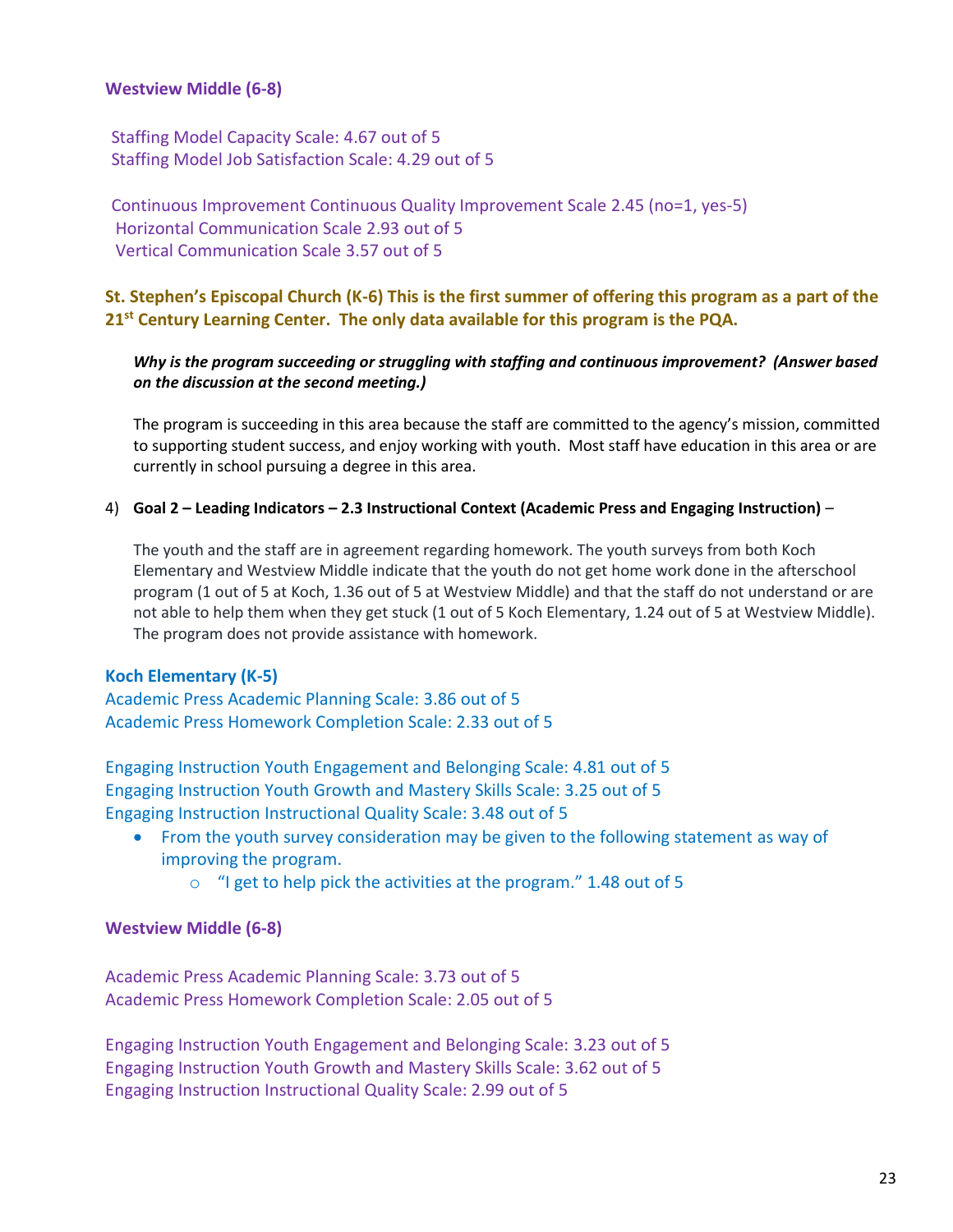**Westview Middle (6-8)**

Staffing Model Capacity Scale: 4.67 out of 5
Staffing Model Job Satisfaction Scale: 4.29 out of 5

Continuous Improvement Continuous Quality Improvement Scale 2.45 (no=1, yes-5)
Horizontal Communication Scale 2.93 out of 5
Vertical Communication Scale 3.57 out of 5

**St. Stephen's Episcopal Church (K-6) This is the first summer of offering this program as a part of the 21st Century Learning Center. The only data available for this program is the PQA.**

***Why is the program succeeding or struggling with staffing and continuous improvement? (Answer based on the discussion at the second meeting.)***

The program is succeeding in this area because the staff are committed to the agency's mission, committed to supporting student success, and enjoy working with youth. Most staff have education in this area or are currently in school pursuing a degree in this area.

4) **Goal 2 – Leading Indicators – 2.3 Instructional Context (Academic Press and Engaging Instruction)** –

The youth and the staff are in agreement regarding homework. The youth surveys from both Koch Elementary and Westview Middle indicate that the youth do not get home work done in the afterschool program (1 out of 5 at Koch, 1.36 out of 5 at Westview Middle) and that the staff do not understand or are not able to help them when they get stuck (1 out of 5 Koch Elementary, 1.24 out of 5 at Westview Middle). The program does not provide assistance with homework.

**Koch Elementary (K-5)**

Academic Press Academic Planning Scale: 3.86 out of 5
Academic Press Homework Completion Scale: 2.33 out of 5

Engaging Instruction Youth Engagement and Belonging Scale: 4.81 out of 5
Engaging Instruction Youth Growth and Mastery Skills Scale: 3.25 out of 5
Engaging Instruction Instructional Quality Scale: 3.48 out of 5

- From the youth survey consideration may be given to the following statement as way of improving the program.
  - "I get to help pick the activities at the program." 1.48 out of 5

**Westview Middle (6-8)**

Academic Press Academic Planning Scale: 3.73 out of 5
Academic Press Homework Completion Scale: 2.05 out of 5

Engaging Instruction Youth Engagement and Belonging Scale: 3.23 out of 5
Engaging Instruction Youth Growth and Mastery Skills Scale: 3.62 out of 5
Engaging Instruction Instructional Quality Scale: 2.99 out of 5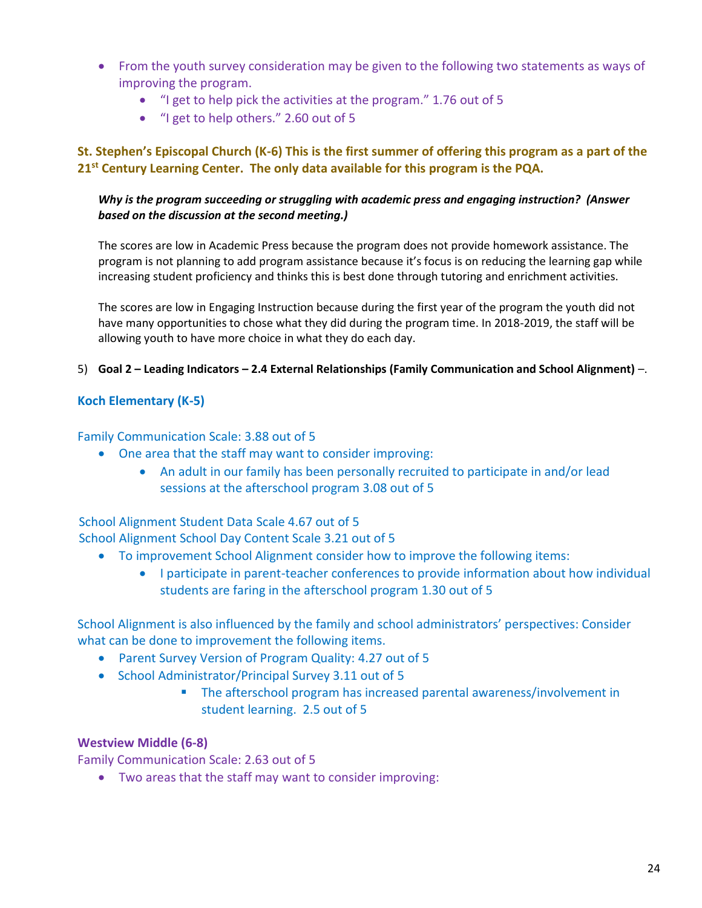- From the youth survey consideration may be given to the following two statements as ways of improving the program.
    - "I get to help pick the activities at the program." 1.76 out of 5
    - "I get to help others." 2.60 out of 5

**St. Stephen's Episcopal Church (K-6) This is the first summer of offering this program as a part of the 21st Century Learning Center. The only data available for this program is the PQA.**

***Why is the program succeeding or struggling with academic press and engaging instruction? (Answer based on the discussion at the second meeting.)***

The scores are low in Academic Press because the program does not provide homework assistance. The program is not planning to add program assistance because it's focus is on reducing the learning gap while increasing student proficiency and thinks this is best done through tutoring and enrichment activities.

The scores are low in Engaging Instruction because during the first year of the program the youth did not have many opportunities to chose what they did during the program time. In 2018-2019, the staff will be allowing youth to have more choice in what they do each day.

5) **Goal 2 – Leading Indicators – 2.4 External Relationships (Family Communication and School Alignment)** –.

**Koch Elementary (K-5)**

Family Communication Scale: 3.88 out of 5

- One area that the staff may want to consider improving:
    - An adult in our family has been personally recruited to participate in and/or lead sessions at the afterschool program 3.08 out of 5

School Alignment Student Data Scale 4.67 out of 5
School Alignment School Day Content Scale 3.21 out of 5

- To improvement School Alignment consider how to improve the following items:
    - I participate in parent-teacher conferences to provide information about how individual students are faring in the afterschool program 1.30 out of 5

School Alignment is also influenced by the family and school administrators' perspectives: Consider what can be done to improvement the following items.

- Parent Survey Version of Program Quality: 4.27 out of 5
- School Administrator/Principal Survey 3.11 out of 5
    - The afterschool program has increased parental awareness/involvement in student learning. 2.5 out of 5

**Westview Middle (6-8)**

Family Communication Scale: 2.63 out of 5

- Two areas that the staff may want to consider improving: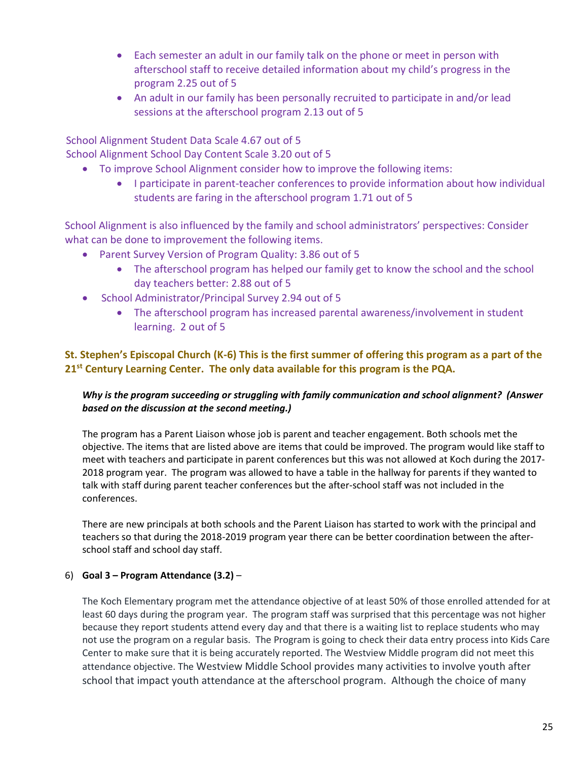- Each semester an adult in our family talk on the phone or meet in person with afterschool staff to receive detailed information about my child's progress in the program 2.25 out of 5
- An adult in our family has been personally recruited to participate in and/or lead sessions at the afterschool program 2.13 out of 5

School Alignment Student Data Scale 4.67 out of 5
School Alignment School Day Content Scale 3.20 out of 5

- To improve School Alignment consider how to improve the following items:
  - I participate in parent-teacher conferences to provide information about how individual students are faring in the afterschool program 1.71 out of 5

School Alignment is also influenced by the family and school administrators' perspectives: Consider what can be done to improvement the following items.

- Parent Survey Version of Program Quality: 3.86 out of 5
  - The afterschool program has helped our family get to know the school and the school day teachers better: 2.88 out of 5
- School Administrator/Principal Survey 2.94 out of 5
  - The afterschool program has increased parental awareness/involvement in student learning. 2 out of 5

**St. Stephen's Episcopal Church (K-6) This is the first summer of offering this program as a part of the 21st Century Learning Center. The only data available for this program is the PQA.**

***Why is the program succeeding or struggling with family communication and school alignment? (Answer based on the discussion at the second meeting.)***

The program has a Parent Liaison whose job is parent and teacher engagement. Both schools met the objective. The items that are listed above are items that could be improved. The program would like staff to meet with teachers and participate in parent conferences but this was not allowed at Koch during the 2017-2018 program year. The program was allowed to have a table in the hallway for parents if they wanted to talk with staff during parent teacher conferences but the after-school staff was not included in the conferences.

There are new principals at both schools and the Parent Liaison has started to work with the principal and teachers so that during the 2018-2019 program year there can be better coordination between the after-school staff and school day staff.

6) **Goal 3 – Program Attendance (3.2)** –

The Koch Elementary program met the attendance objective of at least 50% of those enrolled attended for at least 60 days during the program year. The program staff was surprised that this percentage was not higher because they report students attend every day and that there is a waiting list to replace students who may not use the program on a regular basis. The Program is going to check their data entry process into Kids Care Center to make sure that it is being accurately reported. The Westview Middle program did not meet this attendance objective. The Westview Middle School provides many activities to involve youth after school that impact youth attendance at the afterschool program. Although the choice of many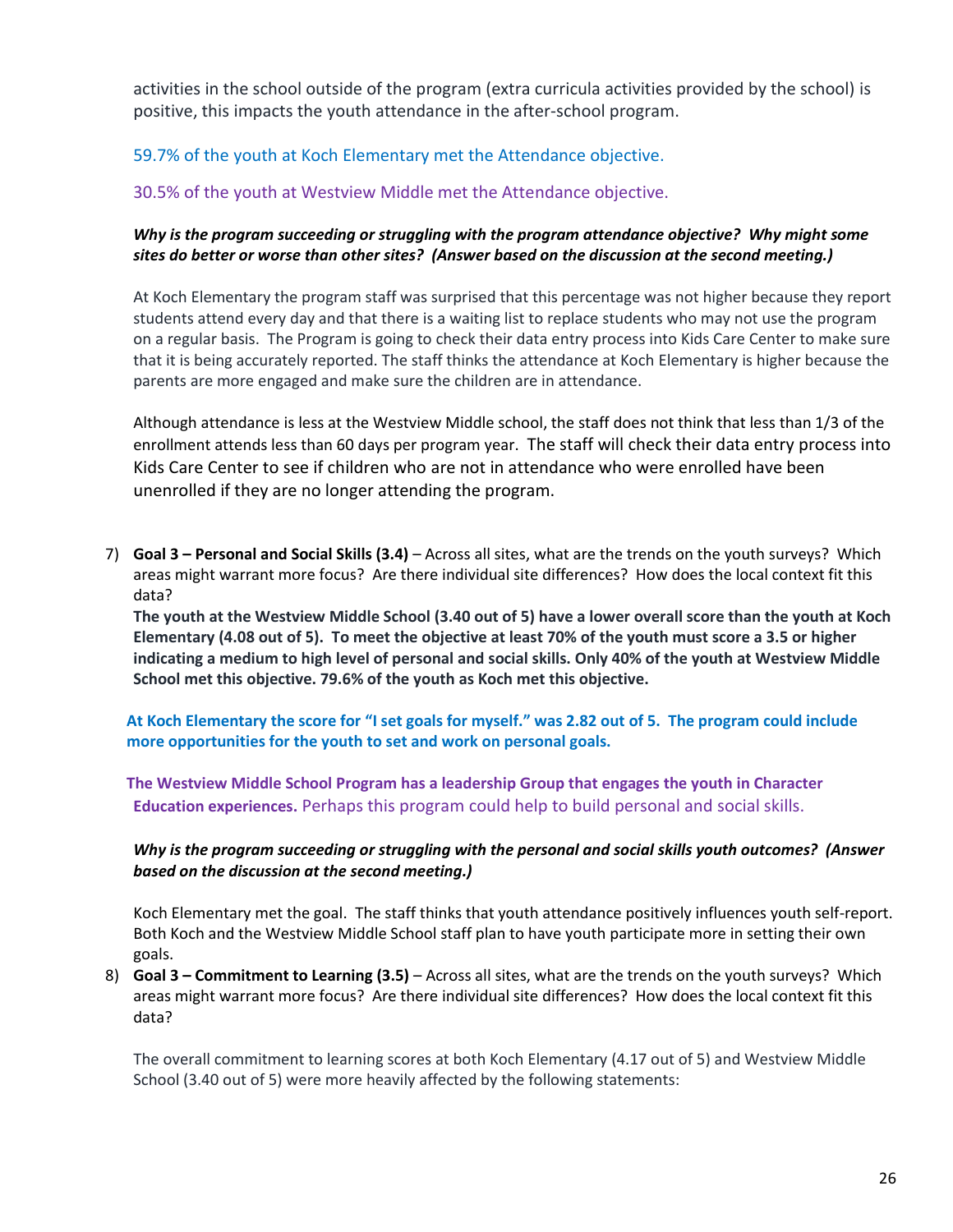activities in the school outside of the program (extra curricula activities provided by the school) is positive, this impacts the youth attendance in the after-school program.

59.7% of the youth at Koch Elementary met the Attendance objective.

30.5% of the youth at Westview Middle met the Attendance objective.

***Why is the program succeeding or struggling with the program attendance objective? Why might some sites do better or worse than other sites? (Answer based on the discussion at the second meeting.)***

At Koch Elementary the program staff was surprised that this percentage was not higher because they report students attend every day and that there is a waiting list to replace students who may not use the program on a regular basis. The Program is going to check their data entry process into Kids Care Center to make sure that it is being accurately reported. The staff thinks the attendance at Koch Elementary is higher because the parents are more engaged and make sure the children are in attendance.

Although attendance is less at the Westview Middle school, the staff does not think that less than 1/3 of the enrollment attends less than 60 days per program year. The staff will check their data entry process into Kids Care Center to see if children who are not in attendance who were enrolled have been unenrolled if they are no longer attending the program.

7) **Goal 3 – Personal and Social Skills (3.4)** – Across all sites, what are the trends on the youth surveys? Which areas might warrant more focus? Are there individual site differences? How does the local context fit this data?

   **The youth at the Westview Middle School (3.40 out of 5) have a lower overall score than the youth at Koch Elementary (4.08 out of 5). To meet the objective at least 70% of the youth must score a 3.5 or higher indicating a medium to high level of personal and social skills. Only 40% of the youth at Westview Middle School met this objective. 79.6% of the youth as Koch met this objective.**

   **At Koch Elementary the score for "I set goals for myself." was 2.82 out of 5. The program could include more opportunities for the youth to set and work on personal goals.**

   **The Westview Middle School Program has a leadership Group that engages the youth in Character Education experiences.** Perhaps this program could help to build personal and social skills.

   ***Why is the program succeeding or struggling with the personal and social skills youth outcomes? (Answer based on the discussion at the second meeting.)***

   Koch Elementary met the goal. The staff thinks that youth attendance positively influences youth self-report. Both Koch and the Westview Middle School staff plan to have youth participate more in setting their own goals.

8) **Goal 3 – Commitment to Learning (3.5)** – Across all sites, what are the trends on the youth surveys? Which areas might warrant more focus? Are there individual site differences? How does the local context fit this data?

   The overall commitment to learning scores at both Koch Elementary (4.17 out of 5) and Westview Middle School (3.40 out of 5) were more heavily affected by the following statements: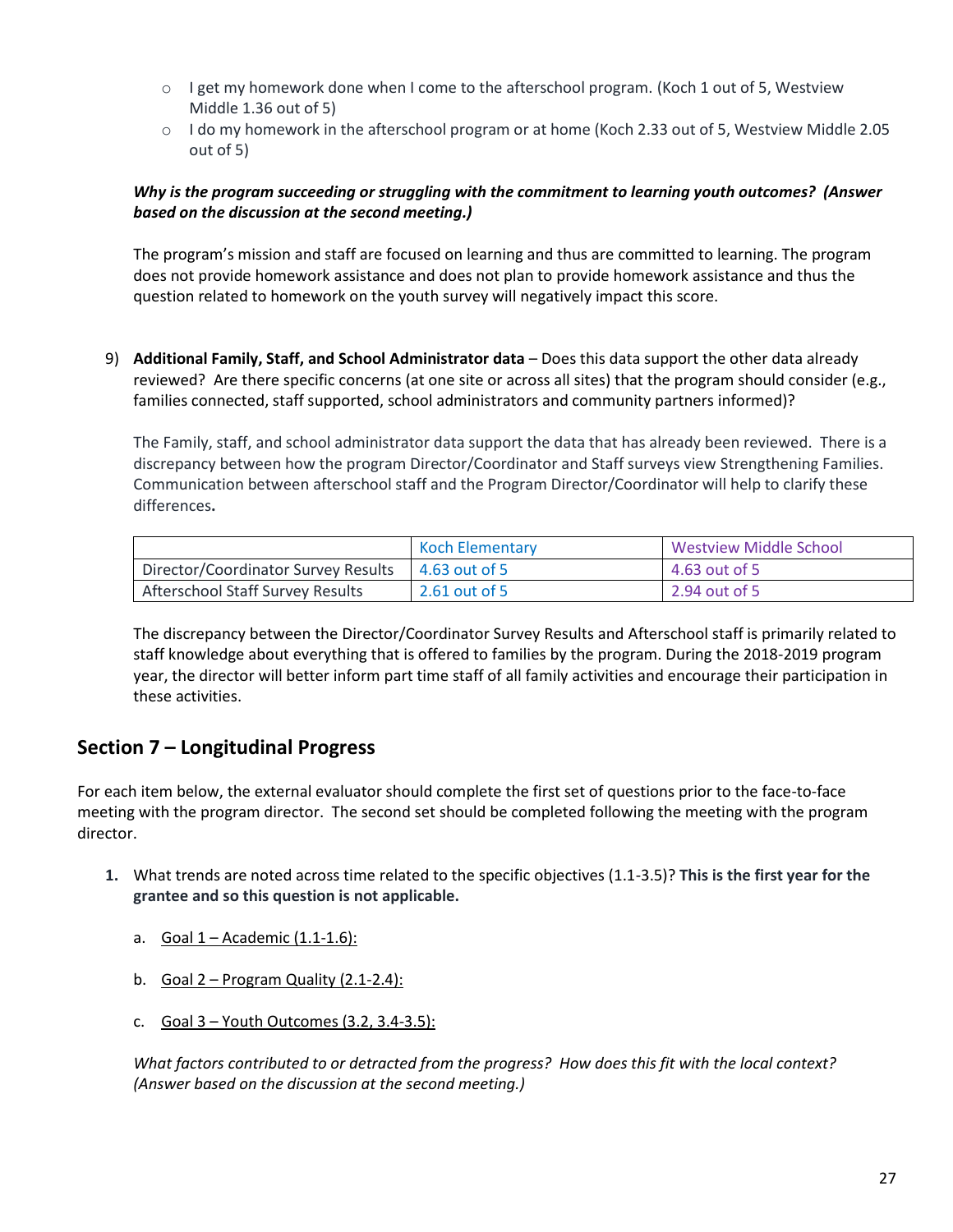- I get my homework done when I come to the afterschool program. (Koch 1 out of 5, Westview Middle 1.36 out of 5)
- I do my homework in the afterschool program or at home (Koch 2.33 out of 5, Westview Middle 2.05 out of 5)

***Why is the program succeeding or struggling with the commitment to learning youth outcomes? (Answer based on the discussion at the second meeting.)***

The program's mission and staff are focused on learning and thus are committed to learning. The program does not provide homework assistance and does not plan to provide homework assistance and thus the question related to homework on the youth survey will negatively impact this score.

9) **Additional Family, Staff, and School Administrator data** – Does this data support the other data already reviewed? Are there specific concerns (at one site or across all sites) that the program should consider (e.g., families connected, staff supported, school administrators and community partners informed)?

   The Family, staff, and school administrator data support the data that has already been reviewed. There is a discrepancy between how the program Director/Coordinator and Staff surveys view Strengthening Families. Communication between afterschool staff and the Program Director/Coordinator will help to clarify these differences**.**

| | Koch Elementary | Westview Middle School |
|---|---|---|
| Director/Coordinator Survey Results | 4.63 out of 5 | 4.63 out of 5 |
| Afterschool Staff Survey Results | 2.61 out of 5 | 2.94 out of 5 |

   The discrepancy between the Director/Coordinator Survey Results and Afterschool staff is primarily related to staff knowledge about everything that is offered to families by the program. During the 2018-2019 program year, the director will better inform part time staff of all family activities and encourage their participation in these activities.

## Section 7 – Longitudinal Progress

For each item below, the external evaluator should complete the first set of questions prior to the face-to-face meeting with the program director. The second set should be completed following the meeting with the program director.

1. What trends are noted across time related to the specific objectives (1.1-3.5)? **This is the first year for the grantee and so this question is not applicable.**

   a. Goal 1 – Academic (1.1-1.6):

   b. Goal 2 – Program Quality (2.1-2.4):

   c. Goal 3 – Youth Outcomes (3.2, 3.4-3.5):

   *What factors contributed to or detracted from the progress? How does this fit with the local context? (Answer based on the discussion at the second meeting.)*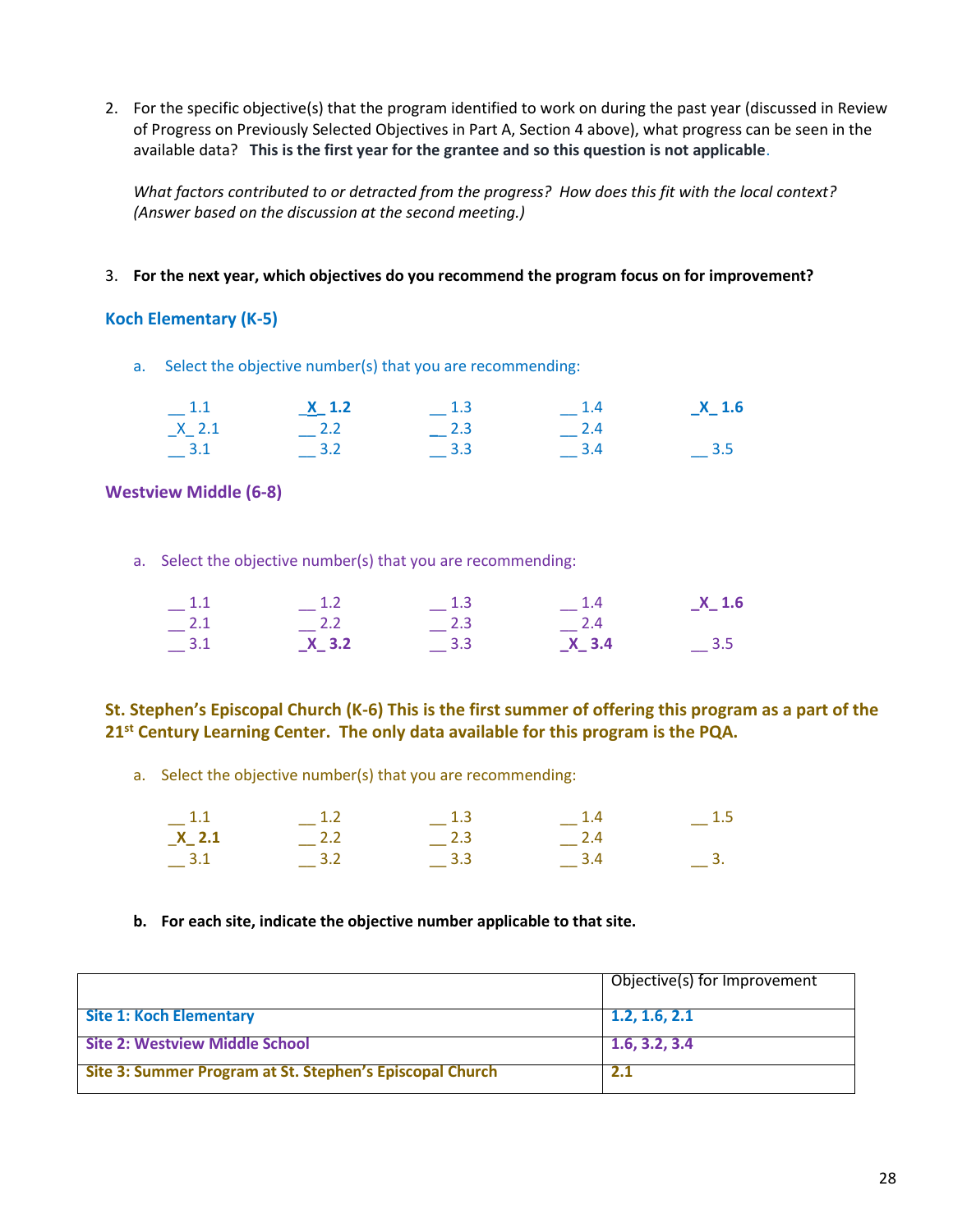2. For the specific objective(s) that the program identified to work on during the past year (discussed in Review of Progress on Previously Selected Objectives in Part A, Section 4 above), what progress can be seen in the available data? **This is the first year for the grantee and so this question is not applicable**.

   *What factors contributed to or detracted from the progress? How does this fit with the local context? (Answer based on the discussion at the second meeting.)*

3. **For the next year, which objectives do you recommend the program focus on for improvement?**

### Koch Elementary (K-5)

a. Select the objective number(s) that you are recommending:

| | | | | |
|---|---|---|---|---|
| __ 1.1 | **_X_ 1.2** | __ 1.3 | __ 1.4 | **_X_ 1.6** |
| _X_ 2.1 | __ 2.2 | __ 2.3 | __ 2.4 | |
| __ 3.1 | __ 3.2 | __ 3.3 | __ 3.4 | __ 3.5 |

### Westview Middle (6-8)

a. Select the objective number(s) that you are recommending:

| | | | | |
|---|---|---|---|---|
| __ 1.1 | __ 1.2 | __ 1.3 | __ 1.4 | **_X_ 1.6** |
| __ 2.1 | __ 2.2 | __ 2.3 | __ 2.4 | |
| __ 3.1 | **_X_ 3.2** | __ 3.3 | **_X_ 3.4** | __ 3.5 |

### St. Stephen's Episcopal Church (K-6) This is the first summer of offering this program as a part of the 21st Century Learning Center. The only data available for this program is the PQA.

a. Select the objective number(s) that you are recommending:

| | | | | |
|---|---|---|---|---|
| __ 1.1 | __ 1.2 | __ 1.3 | __ 1.4 | __ 1.5 |
| **_X_ 2.1** | __ 2.2 | __ 2.3 | __ 2.4 | |
| __ 3.1 | __ 3.2 | __ 3.3 | __ 3.4 | __ 3. |

**b. For each site, indicate the objective number applicable to that site.**

| | Objective(s) for Improvement |
|---|---|
| **Site 1: Koch Elementary** | **1.2, 1.6, 2.1** |
| **Site 2: Westview Middle School** | **1.6, 3.2, 3.4** |
| **Site 3: Summer Program at St. Stephen's Episcopal Church** | **2.1** |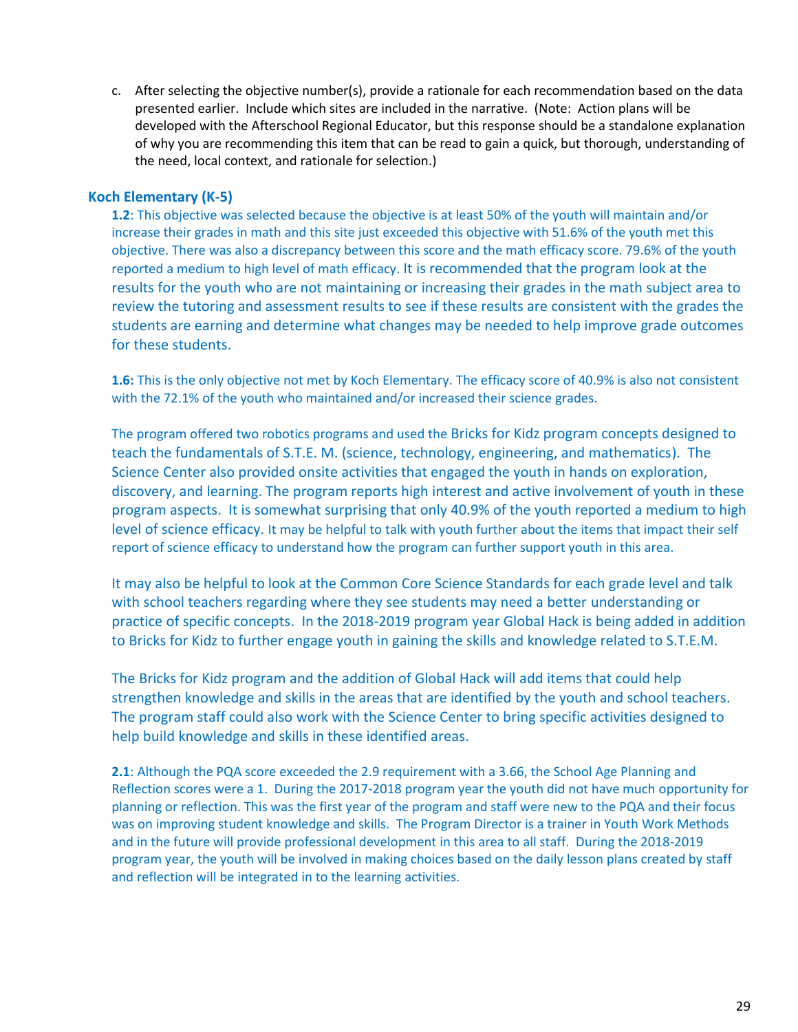c. After selecting the objective number(s), provide a rationale for each recommendation based on the data presented earlier. Include which sites are included in the narrative. (Note: Action plans will be developed with the Afterschool Regional Educator, but this response should be a standalone explanation of why you are recommending this item that can be read to gain a quick, but thorough, understanding of the need, local context, and rationale for selection.)

### Koch Elementary (K-5)

**1.2**: This objective was selected because the objective is at least 50% of the youth will maintain and/or increase their grades in math and this site just exceeded this objective with 51.6% of the youth met this objective. There was also a discrepancy between this score and the math efficacy score. 79.6% of the youth reported a medium to high level of math efficacy. It is recommended that the program look at the results for the youth who are not maintaining or increasing their grades in the math subject area to review the tutoring and assessment results to see if these results are consistent with the grades the students are earning and determine what changes may be needed to help improve grade outcomes for these students.

**1.6:** This is the only objective not met by Koch Elementary. The efficacy score of 40.9% is also not consistent with the 72.1% of the youth who maintained and/or increased their science grades.

The program offered two robotics programs and used the Bricks for Kidz program concepts designed to teach the fundamentals of S.T.E. M. (science, technology, engineering, and mathematics). The Science Center also provided onsite activities that engaged the youth in hands on exploration, discovery, and learning. The program reports high interest and active involvement of youth in these program aspects. It is somewhat surprising that only 40.9% of the youth reported a medium to high level of science efficacy. It may be helpful to talk with youth further about the items that impact their self report of science efficacy to understand how the program can further support youth in this area.

It may also be helpful to look at the Common Core Science Standards for each grade level and talk with school teachers regarding where they see students may need a better understanding or practice of specific concepts. In the 2018-2019 program year Global Hack is being added in addition to Bricks for Kidz to further engage youth in gaining the skills and knowledge related to S.T.E.M.

The Bricks for Kidz program and the addition of Global Hack will add items that could help strengthen knowledge and skills in the areas that are identified by the youth and school teachers. The program staff could also work with the Science Center to bring specific activities designed to help build knowledge and skills in these identified areas.

**2.1**: Although the PQA score exceeded the 2.9 requirement with a 3.66, the School Age Planning and Reflection scores were a 1. During the 2017-2018 program year the youth did not have much opportunity for planning or reflection. This was the first year of the program and staff were new to the PQA and their focus was on improving student knowledge and skills. The Program Director is a trainer in Youth Work Methods and in the future will provide professional development in this area to all staff. During the 2018-2019 program year, the youth will be involved in making choices based on the daily lesson plans created by staff and reflection will be integrated in to the learning activities.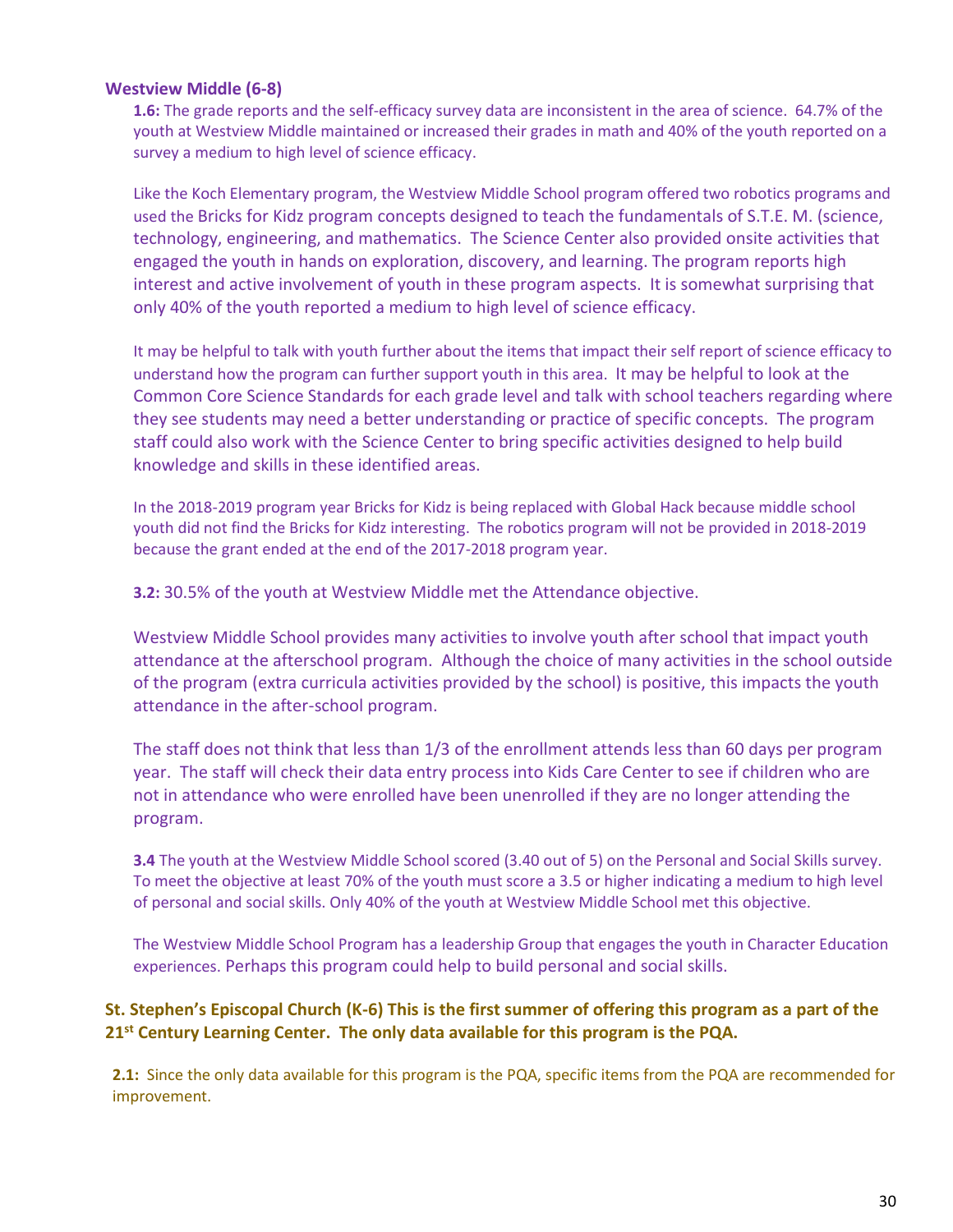**Westview Middle (6-8)**

**1.6:** The grade reports and the self-efficacy survey data are inconsistent in the area of science. 64.7% of the youth at Westview Middle maintained or increased their grades in math and 40% of the youth reported on a survey a medium to high level of science efficacy.

Like the Koch Elementary program, the Westview Middle School program offered two robotics programs and used the Bricks for Kidz program concepts designed to teach the fundamentals of S.T.E. M. (science, technology, engineering, and mathematics. The Science Center also provided onsite activities that engaged the youth in hands on exploration, discovery, and learning. The program reports high interest and active involvement of youth in these program aspects. It is somewhat surprising that only 40% of the youth reported a medium to high level of science efficacy.

It may be helpful to talk with youth further about the items that impact their self report of science efficacy to understand how the program can further support youth in this area. It may be helpful to look at the Common Core Science Standards for each grade level and talk with school teachers regarding where they see students may need a better understanding or practice of specific concepts. The program staff could also work with the Science Center to bring specific activities designed to help build knowledge and skills in these identified areas.

In the 2018-2019 program year Bricks for Kidz is being replaced with Global Hack because middle school youth did not find the Bricks for Kidz interesting. The robotics program will not be provided in 2018-2019 because the grant ended at the end of the 2017-2018 program year.

**3.2:** 30.5% of the youth at Westview Middle met the Attendance objective.

Westview Middle School provides many activities to involve youth after school that impact youth attendance at the afterschool program. Although the choice of many activities in the school outside of the program (extra curricula activities provided by the school) is positive, this impacts the youth attendance in the after-school program.

The staff does not think that less than 1/3 of the enrollment attends less than 60 days per program year. The staff will check their data entry process into Kids Care Center to see if children who are not in attendance who were enrolled have been unenrolled if they are no longer attending the program.

**3.4** The youth at the Westview Middle School scored (3.40 out of 5) on the Personal and Social Skills survey. To meet the objective at least 70% of the youth must score a 3.5 or higher indicating a medium to high level of personal and social skills. Only 40% of the youth at Westview Middle School met this objective.

The Westview Middle School Program has a leadership Group that engages the youth in Character Education experiences. Perhaps this program could help to build personal and social skills.

**St. Stephen's Episcopal Church (K-6) This is the first summer of offering this program as a part of the 21st Century Learning Center. The only data available for this program is the PQA.**

**2.1:** Since the only data available for this program is the PQA, specific items from the PQA are recommended for improvement.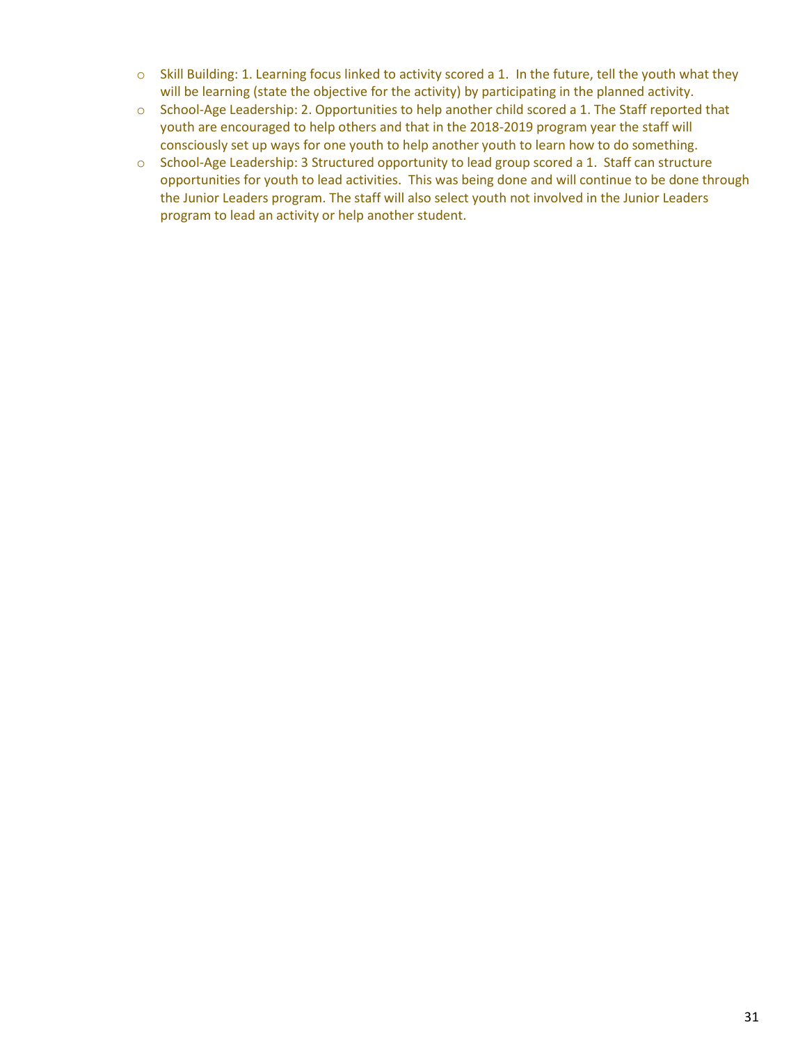- Skill Building: 1. Learning focus linked to activity scored a 1.  In the future, tell the youth what they will be learning (state the objective for the activity) by participating in the planned activity.
- School-Age Leadership: 2. Opportunities to help another child scored a 1. The Staff reported that youth are encouraged to help others and that in the 2018-2019 program year the staff will consciously set up ways for one youth to help another youth to learn how to do something.
- School-Age Leadership: 3 Structured opportunity to lead group scored a 1.  Staff can structure opportunities for youth to lead activities.  This was being done and will continue to be done through the Junior Leaders program. The staff will also select youth not involved in the Junior Leaders program to lead an activity or help another student.